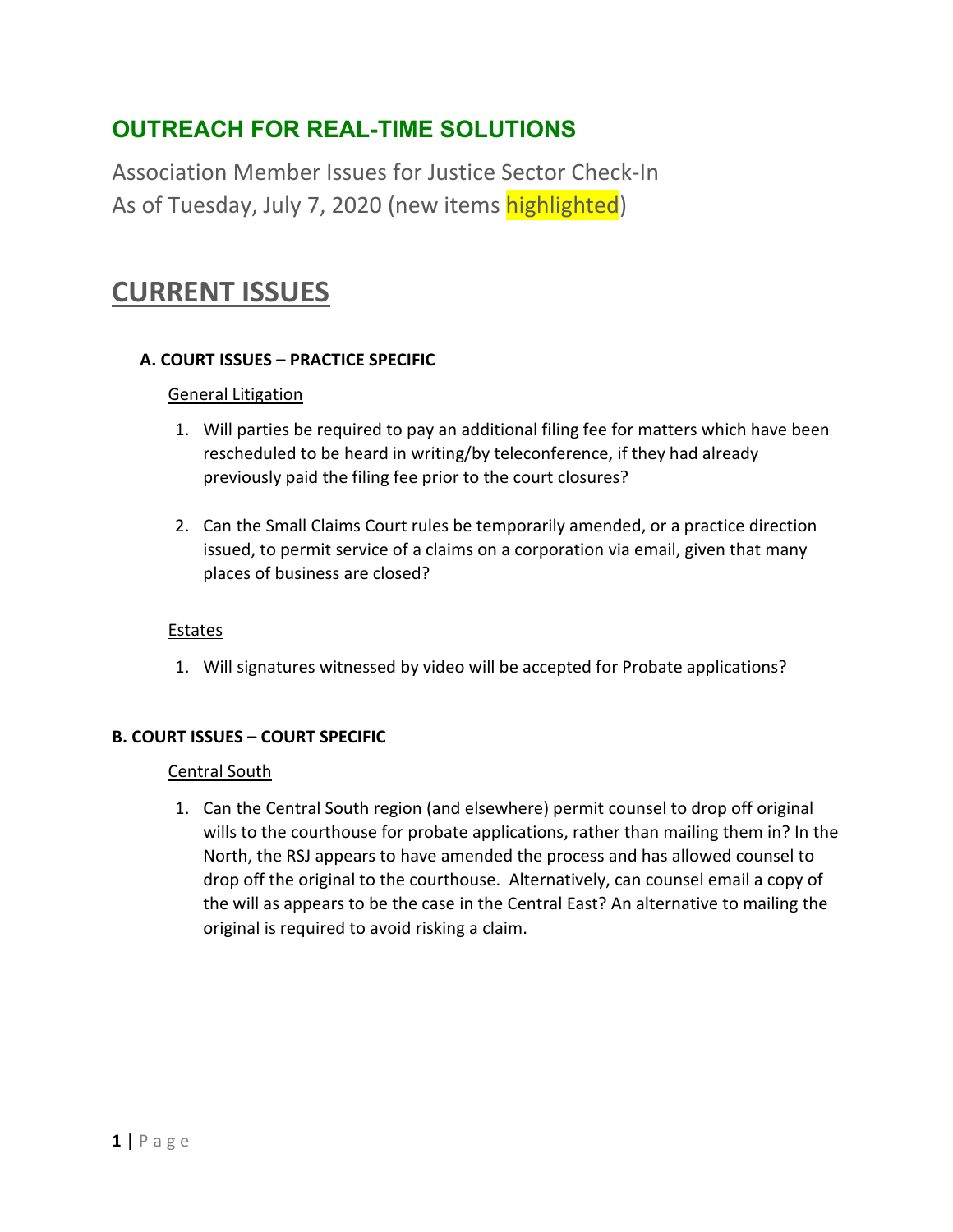## OUTREACH FOR REAL-TIME SOLUTIONS

Association Member Issues for Justice Sector Check-In
As of Tuesday, July 7, 2020 (new items highlighted)

# CURRENT ISSUES

### A. COURT ISSUES – PRACTICE SPECIFIC

General Litigation

1. Will parties be required to pay an additional filing fee for matters which have been rescheduled to be heard in writing/by teleconference, if they had already previously paid the filing fee prior to the court closures?

2. Can the Small Claims Court rules be temporarily amended, or a practice direction issued, to permit service of a claims on a corporation via email, given that many places of business are closed?

Estates

1. Will signatures witnessed by video will be accepted for Probate applications?

### B. COURT ISSUES – COURT SPECIFIC

Central South

1. Can the Central South region (and elsewhere) permit counsel to drop off original wills to the courthouse for probate applications, rather than mailing them in? In the North, the RSJ appears to have amended the process and has allowed counsel to drop off the original to the courthouse. Alternatively, can counsel email a copy of the will as appears to be the case in the Central East? An alternative to mailing the original is required to avoid risking a claim.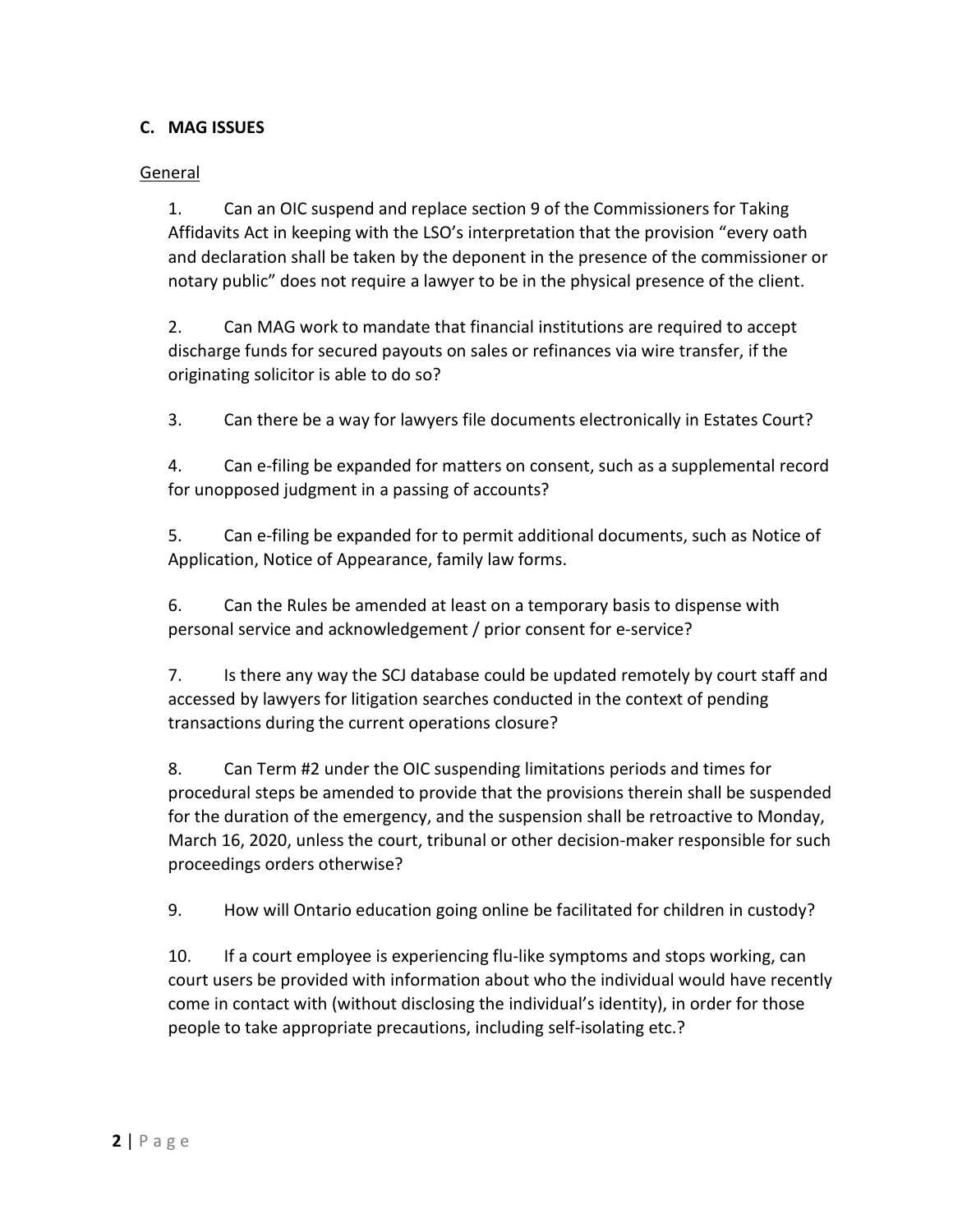## C. MAG ISSUES

General

1. Can an OIC suspend and replace section 9 of the Commissioners for Taking Affidavits Act in keeping with the LSO's interpretation that the provision "every oath and declaration shall be taken by the deponent in the presence of the commissioner or notary public" does not require a lawyer to be in the physical presence of the client.

2. Can MAG work to mandate that financial institutions are required to accept discharge funds for secured payouts on sales or refinances via wire transfer, if the originating solicitor is able to do so?

3. Can there be a way for lawyers file documents electronically in Estates Court?

4. Can e-filing be expanded for matters on consent, such as a supplemental record for unopposed judgment in a passing of accounts?

5. Can e-filing be expanded for to permit additional documents, such as Notice of Application, Notice of Appearance, family law forms.

6. Can the Rules be amended at least on a temporary basis to dispense with personal service and acknowledgement / prior consent for e-service?

7. Is there any way the SCJ database could be updated remotely by court staff and accessed by lawyers for litigation searches conducted in the context of pending transactions during the current operations closure?

8. Can Term #2 under the OIC suspending limitations periods and times for procedural steps be amended to provide that the provisions therein shall be suspended for the duration of the emergency, and the suspension shall be retroactive to Monday, March 16, 2020, unless the court, tribunal or other decision-maker responsible for such proceedings orders otherwise?

9. How will Ontario education going online be facilitated for children in custody?

10. If a court employee is experiencing flu-like symptoms and stops working, can court users be provided with information about who the individual would have recently come in contact with (without disclosing the individual's identity), in order for those people to take appropriate precautions, including self-isolating etc.?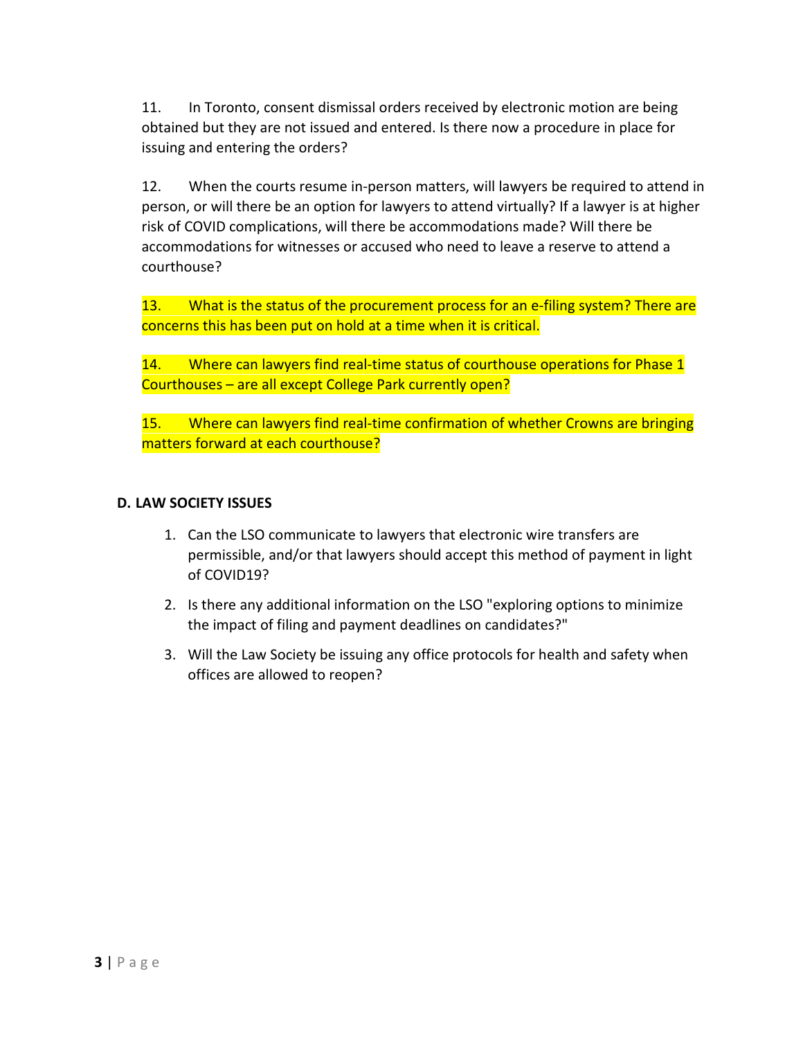11. In Toronto, consent dismissal orders received by electronic motion are being obtained but they are not issued and entered. Is there now a procedure in place for issuing and entering the orders?

12. When the courts resume in-person matters, will lawyers be required to attend in person, or will there be an option for lawyers to attend virtually? If a lawyer is at higher risk of COVID complications, will there be accommodations made? Will there be accommodations for witnesses or accused who need to leave a reserve to attend a courthouse?

13. What is the status of the procurement process for an e-filing system? There are concerns this has been put on hold at a time when it is critical.

14. Where can lawyers find real-time status of courthouse operations for Phase 1 Courthouses – are all except College Park currently open?

15. Where can lawyers find real-time confirmation of whether Crowns are bringing matters forward at each courthouse?

**D. LAW SOCIETY ISSUES**

1. Can the LSO communicate to lawyers that electronic wire transfers are permissible, and/or that lawyers should accept this method of payment in light of COVID19?
2. Is there any additional information on the LSO "exploring options to minimize the impact of filing and payment deadlines on candidates?"
3. Will the Law Society be issuing any office protocols for health and safety when offices are allowed to reopen?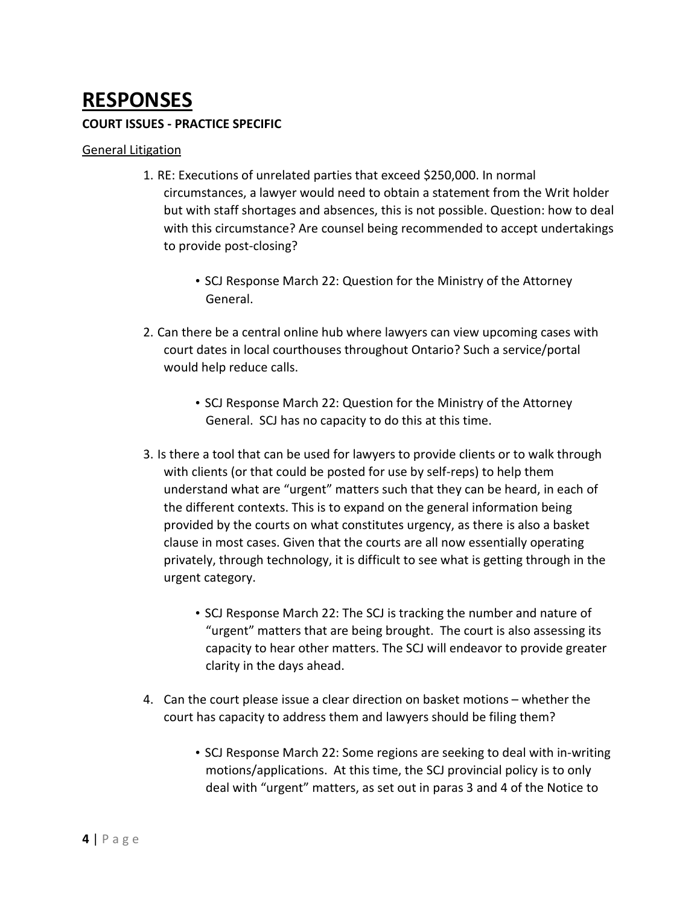# RESPONSES

**COURT ISSUES - PRACTICE SPECIFIC**

General Litigation

1. RE: Executions of unrelated parties that exceed $250,000. In normal circumstances, a lawyer would need to obtain a statement from the Writ holder but with staff shortages and absences, this is not possible. Question: how to deal with this circumstance? Are counsel being recommended to accept undertakings to provide post-closing?

    - SCJ Response March 22: Question for the Ministry of the Attorney General.

2. Can there be a central online hub where lawyers can view upcoming cases with court dates in local courthouses throughout Ontario? Such a service/portal would help reduce calls.

    - SCJ Response March 22: Question for the Ministry of the Attorney General. SCJ has no capacity to do this at this time.

3. Is there a tool that can be used for lawyers to provide clients or to walk through with clients (or that could be posted for use by self-reps) to help them understand what are "urgent" matters such that they can be heard, in each of the different contexts. This is to expand on the general information being provided by the courts on what constitutes urgency, as there is also a basket clause in most cases. Given that the courts are all now essentially operating privately, through technology, it is difficult to see what is getting through in the urgent category.

    - SCJ Response March 22: The SCJ is tracking the number and nature of "urgent" matters that are being brought. The court is also assessing its capacity to hear other matters. The SCJ will endeavor to provide greater clarity in the days ahead.

4. Can the court please issue a clear direction on basket motions – whether the court has capacity to address them and lawyers should be filing them?

    - SCJ Response March 22: Some regions are seeking to deal with in-writing motions/applications. At this time, the SCJ provincial policy is to only deal with "urgent" matters, as set out in paras 3 and 4 of the Notice to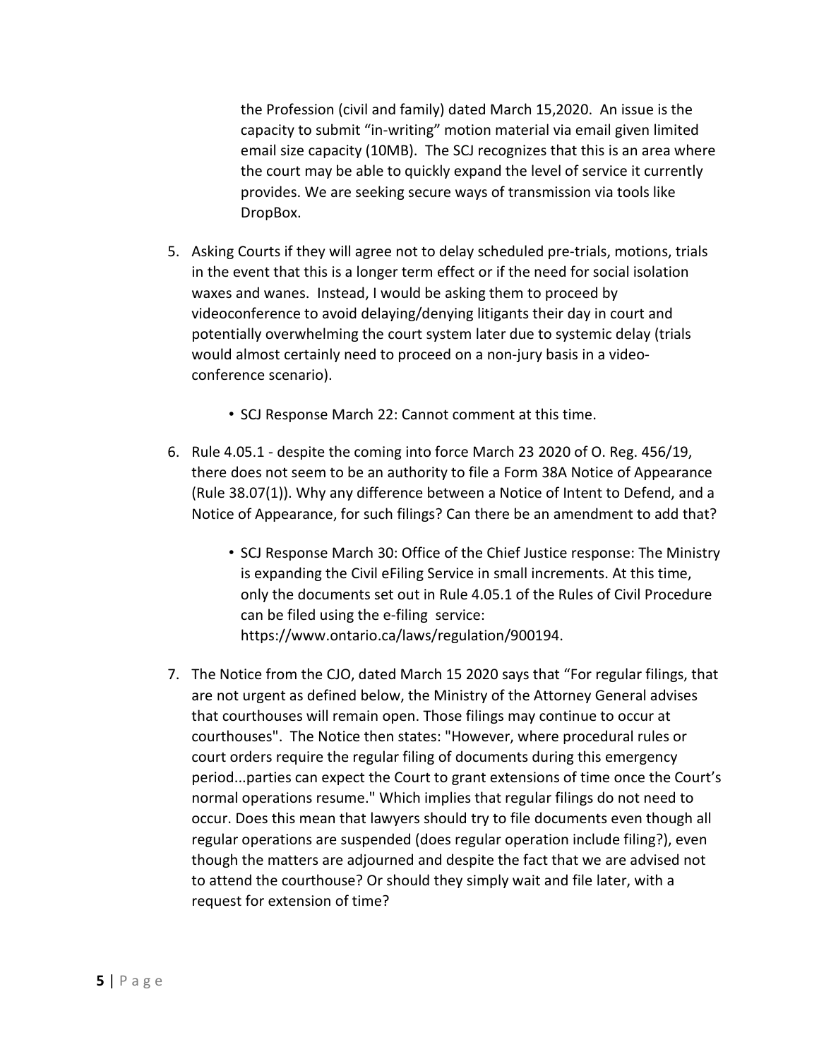the Profession (civil and family) dated March 15,2020. An issue is the capacity to submit "in-writing" motion material via email given limited email size capacity (10MB). The SCJ recognizes that this is an area where the court may be able to quickly expand the level of service it currently provides. We are seeking secure ways of transmission via tools like DropBox.

5. Asking Courts if they will agree not to delay scheduled pre-trials, motions, trials in the event that this is a longer term effect or if the need for social isolation waxes and wanes. Instead, I would be asking them to proceed by videoconference to avoid delaying/denying litigants their day in court and potentially overwhelming the court system later due to systemic delay (trials would almost certainly need to proceed on a non-jury basis in a video-conference scenario).

    - SCJ Response March 22: Cannot comment at this time.

6. Rule 4.05.1 - despite the coming into force March 23 2020 of O. Reg. 456/19, there does not seem to be an authority to file a Form 38A Notice of Appearance (Rule 38.07(1)). Why any difference between a Notice of Intent to Defend, and a Notice of Appearance, for such filings? Can there be an amendment to add that?

    - SCJ Response March 30: Office of the Chief Justice response: The Ministry is expanding the Civil eFiling Service in small increments. At this time, only the documents set out in Rule 4.05.1 of the Rules of Civil Procedure can be filed using the e-filing service: https://www.ontario.ca/laws/regulation/900194.

7. The Notice from the CJO, dated March 15 2020 says that "For regular filings, that are not urgent as defined below, the Ministry of the Attorney General advises that courthouses will remain open. Those filings may continue to occur at courthouses". The Notice then states: "However, where procedural rules or court orders require the regular filing of documents during this emergency period...parties can expect the Court to grant extensions of time once the Court's normal operations resume." Which implies that regular filings do not need to occur. Does this mean that lawyers should try to file documents even though all regular operations are suspended (does regular operation include filing?), even though the matters are adjourned and despite the fact that we are advised not to attend the courthouse? Or should they simply wait and file later, with a request for extension of time?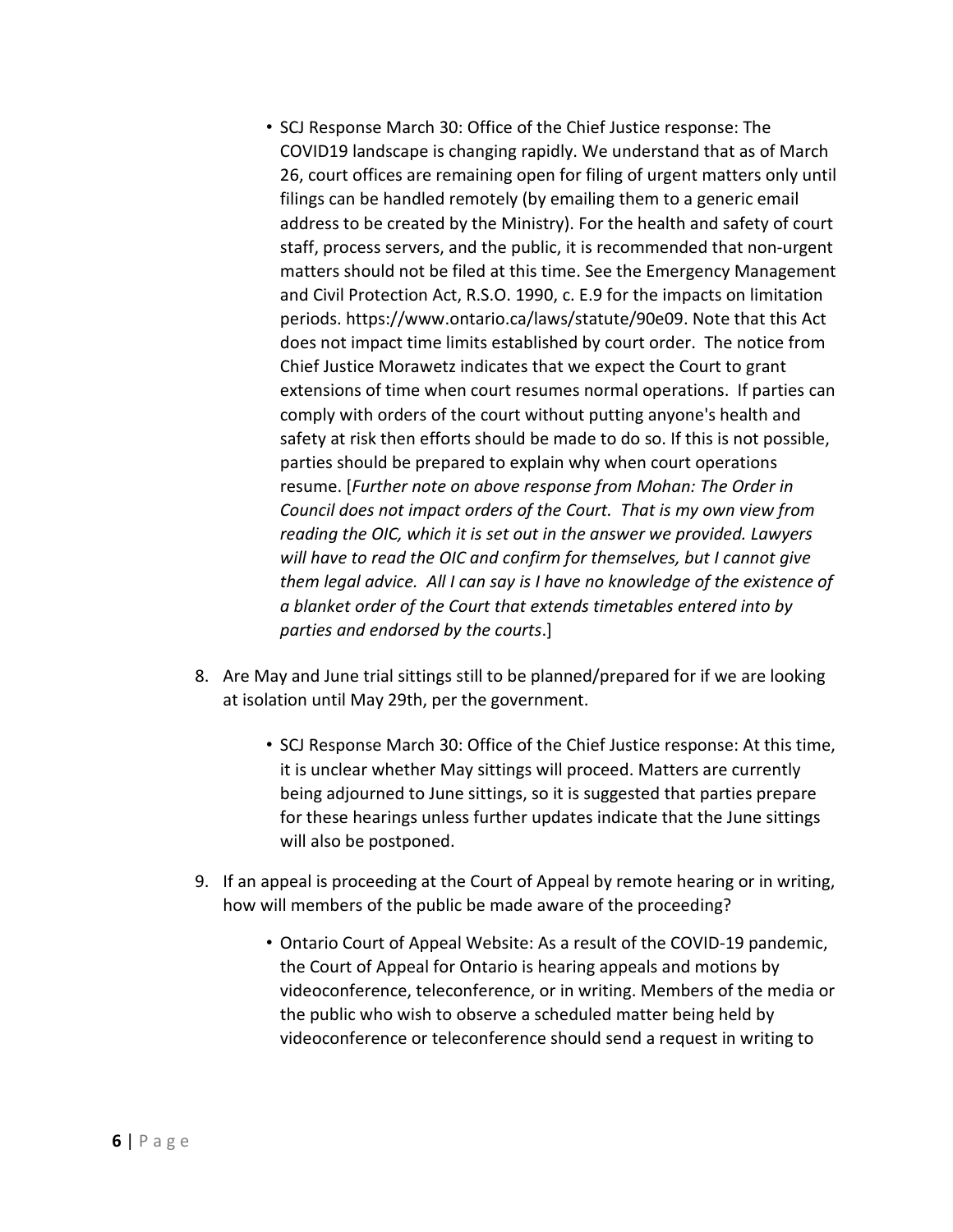- SCJ Response March 30: Office of the Chief Justice response: The COVID19 landscape is changing rapidly. We understand that as of March 26, court offices are remaining open for filing of urgent matters only until filings can be handled remotely (by emailing them to a generic email address to be created by the Ministry). For the health and safety of court staff, process servers, and the public, it is recommended that non-urgent matters should not be filed at this time. See the Emergency Management and Civil Protection Act, R.S.O. 1990, c. E.9 for the impacts on limitation periods. https://www.ontario.ca/laws/statute/90e09. Note that this Act does not impact time limits established by court order. The notice from Chief Justice Morawetz indicates that we expect the Court to grant extensions of time when court resumes normal operations. If parties can comply with orders of the court without putting anyone's health and safety at risk then efforts should be made to do so. If this is not possible, parties should be prepared to explain why when court operations resume. [*Further note on above response from Mohan: The Order in Council does not impact orders of the Court. That is my own view from reading the OIC, which it is set out in the answer we provided. Lawyers will have to read the OIC and confirm for themselves, but I cannot give them legal advice. All I can say is I have no knowledge of the existence of a blanket order of the Court that extends timetables entered into by parties and endorsed by the courts*.]

8. Are May and June trial sittings still to be planned/prepared for if we are looking at isolation until May 29th, per the government.

    - SCJ Response March 30: Office of the Chief Justice response: At this time, it is unclear whether May sittings will proceed. Matters are currently being adjourned to June sittings, so it is suggested that parties prepare for these hearings unless further updates indicate that the June sittings will also be postponed.

9. If an appeal is proceeding at the Court of Appeal by remote hearing or in writing, how will members of the public be made aware of the proceeding?

    - Ontario Court of Appeal Website: As a result of the COVID-19 pandemic, the Court of Appeal for Ontario is hearing appeals and motions by videoconference, teleconference, or in writing. Members of the media or the public who wish to observe a scheduled matter being held by videoconference or teleconference should send a request in writing to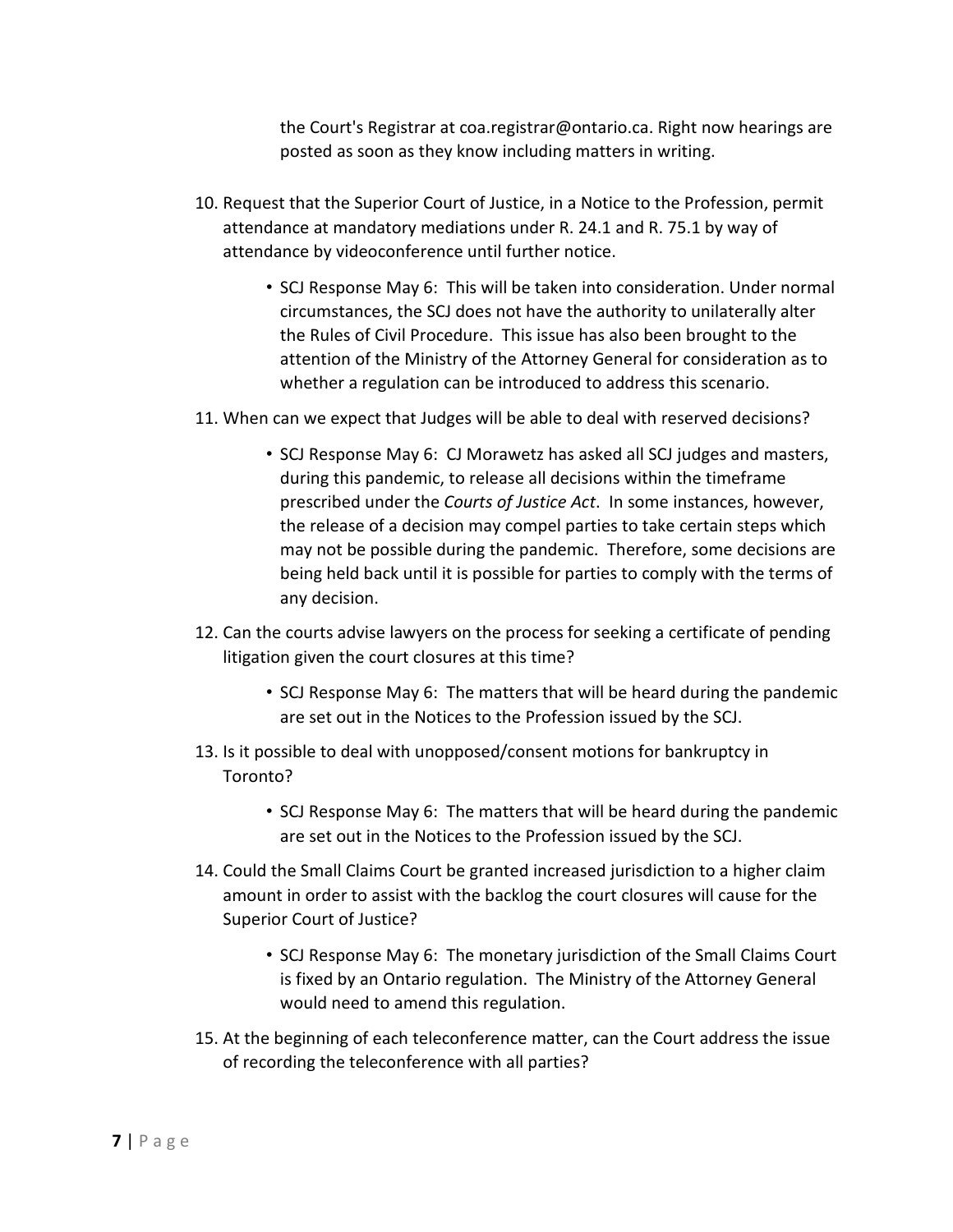the Court's Registrar at coa.registrar@ontario.ca. Right now hearings are posted as soon as they know including matters in writing.

10. Request that the Superior Court of Justice, in a Notice to the Profession, permit attendance at mandatory mediations under R. 24.1 and R. 75.1 by way of attendance by videoconference until further notice.

    - SCJ Response May 6: This will be taken into consideration. Under normal circumstances, the SCJ does not have the authority to unilaterally alter the Rules of Civil Procedure. This issue has also been brought to the attention of the Ministry of the Attorney General for consideration as to whether a regulation can be introduced to address this scenario.

11. When can we expect that Judges will be able to deal with reserved decisions?

    - SCJ Response May 6: CJ Morawetz has asked all SCJ judges and masters, during this pandemic, to release all decisions within the timeframe prescribed under the *Courts of Justice Act*. In some instances, however, the release of a decision may compel parties to take certain steps which may not be possible during the pandemic. Therefore, some decisions are being held back until it is possible for parties to comply with the terms of any decision.

12. Can the courts advise lawyers on the process for seeking a certificate of pending litigation given the court closures at this time?

    - SCJ Response May 6: The matters that will be heard during the pandemic are set out in the Notices to the Profession issued by the SCJ.

13. Is it possible to deal with unopposed/consent motions for bankruptcy in Toronto?

    - SCJ Response May 6: The matters that will be heard during the pandemic are set out in the Notices to the Profession issued by the SCJ.

14. Could the Small Claims Court be granted increased jurisdiction to a higher claim amount in order to assist with the backlog the court closures will cause for the Superior Court of Justice?

    - SCJ Response May 6: The monetary jurisdiction of the Small Claims Court is fixed by an Ontario regulation. The Ministry of the Attorney General would need to amend this regulation.

15. At the beginning of each teleconference matter, can the Court address the issue of recording the teleconference with all parties?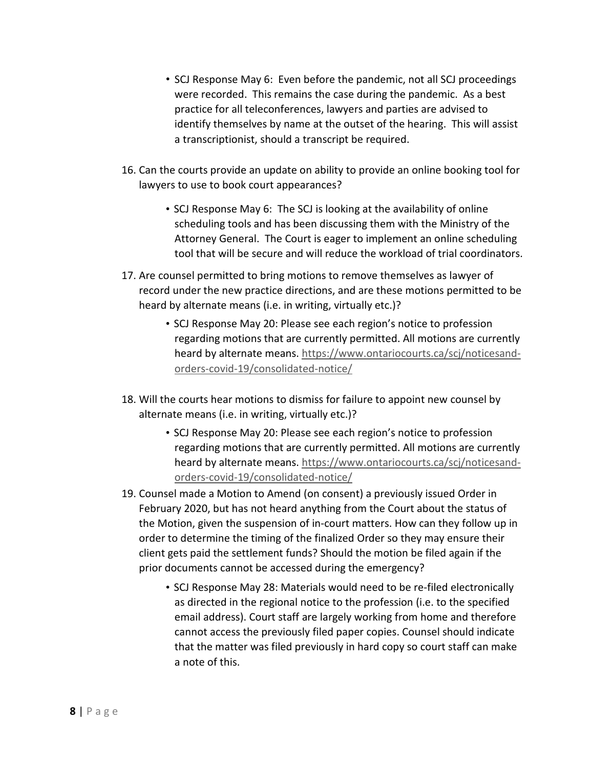- SCJ Response May 6: Even before the pandemic, not all SCJ proceedings were recorded. This remains the case during the pandemic. As a best practice for all teleconferences, lawyers and parties are advised to identify themselves by name at the outset of the hearing. This will assist a transcriptionist, should a transcript be required.

16. Can the courts provide an update on ability to provide an online booking tool for lawyers to use to book court appearances?

    - SCJ Response May 6: The SCJ is looking at the availability of online scheduling tools and has been discussing them with the Ministry of the Attorney General. The Court is eager to implement an online scheduling tool that will be secure and will reduce the workload of trial coordinators.

17. Are counsel permitted to bring motions to remove themselves as lawyer of record under the new practice directions, and are these motions permitted to be heard by alternate means (i.e. in writing, virtually etc.)?

    - SCJ Response May 20: Please see each region's notice to profession regarding motions that are currently permitted. All motions are currently heard by alternate means. https://www.ontariocourts.ca/scj/noticesand-orders-covid-19/consolidated-notice/

18. Will the courts hear motions to dismiss for failure to appoint new counsel by alternate means (i.e. in writing, virtually etc.)?

    - SCJ Response May 20: Please see each region's notice to profession regarding motions that are currently permitted. All motions are currently heard by alternate means. https://www.ontariocourts.ca/scj/noticesand-orders-covid-19/consolidated-notice/

19. Counsel made a Motion to Amend (on consent) a previously issued Order in February 2020, but has not heard anything from the Court about the status of the Motion, given the suspension of in-court matters. How can they follow up in order to determine the timing of the finalized Order so they may ensure their client gets paid the settlement funds? Should the motion be filed again if the prior documents cannot be accessed during the emergency?

    - SCJ Response May 28: Materials would need to be re-filed electronically as directed in the regional notice to the profession (i.e. to the specified email address). Court staff are largely working from home and therefore cannot access the previously filed paper copies. Counsel should indicate that the matter was filed previously in hard copy so court staff can make a note of this.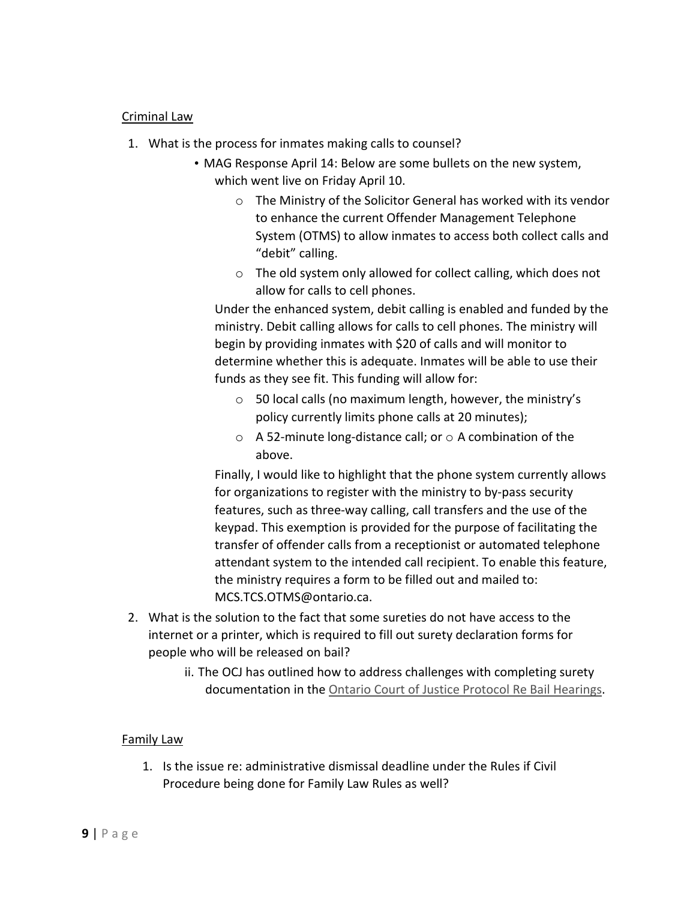Criminal Law

1. What is the process for inmates making calls to counsel?
    - MAG Response April 14: Below are some bullets on the new system, which went live on Friday April 10.
        - The Ministry of the Solicitor General has worked with its vendor to enhance the current Offender Management Telephone System (OTMS) to allow inmates to access both collect calls and "debit" calling.
        - The old system only allowed for collect calling, which does not allow for calls to cell phones.

      Under the enhanced system, debit calling is enabled and funded by the ministry. Debit calling allows for calls to cell phones. The ministry will begin by providing inmates with $20 of calls and will monitor to determine whether this is adequate. Inmates will be able to use their funds as they see fit. This funding will allow for:
        - 50 local calls (no maximum length, however, the ministry's policy currently limits phone calls at 20 minutes);
        - A 52-minute long-distance call; or
        - A combination of the above.

      Finally, I would like to highlight that the phone system currently allows for organizations to register with the ministry to by-pass security features, such as three-way calling, call transfers and the use of the keypad. This exemption is provided for the purpose of facilitating the transfer of offender calls from a receptionist or automated telephone attendant system to the intended call recipient. To enable this feature, the ministry requires a form to be filled out and mailed to: MCS.TCS.OTMS@ontario.ca.
2. What is the solution to the fact that some sureties do not have access to the internet or a printer, which is required to fill out surety declaration forms for people who will be released on bail?
    ii. The OCJ has outlined how to address challenges with completing surety documentation in the Ontario Court of Justice Protocol Re Bail Hearings.

Family Law

1. Is the issue re: administrative dismissal deadline under the Rules if Civil Procedure being done for Family Law Rules as well?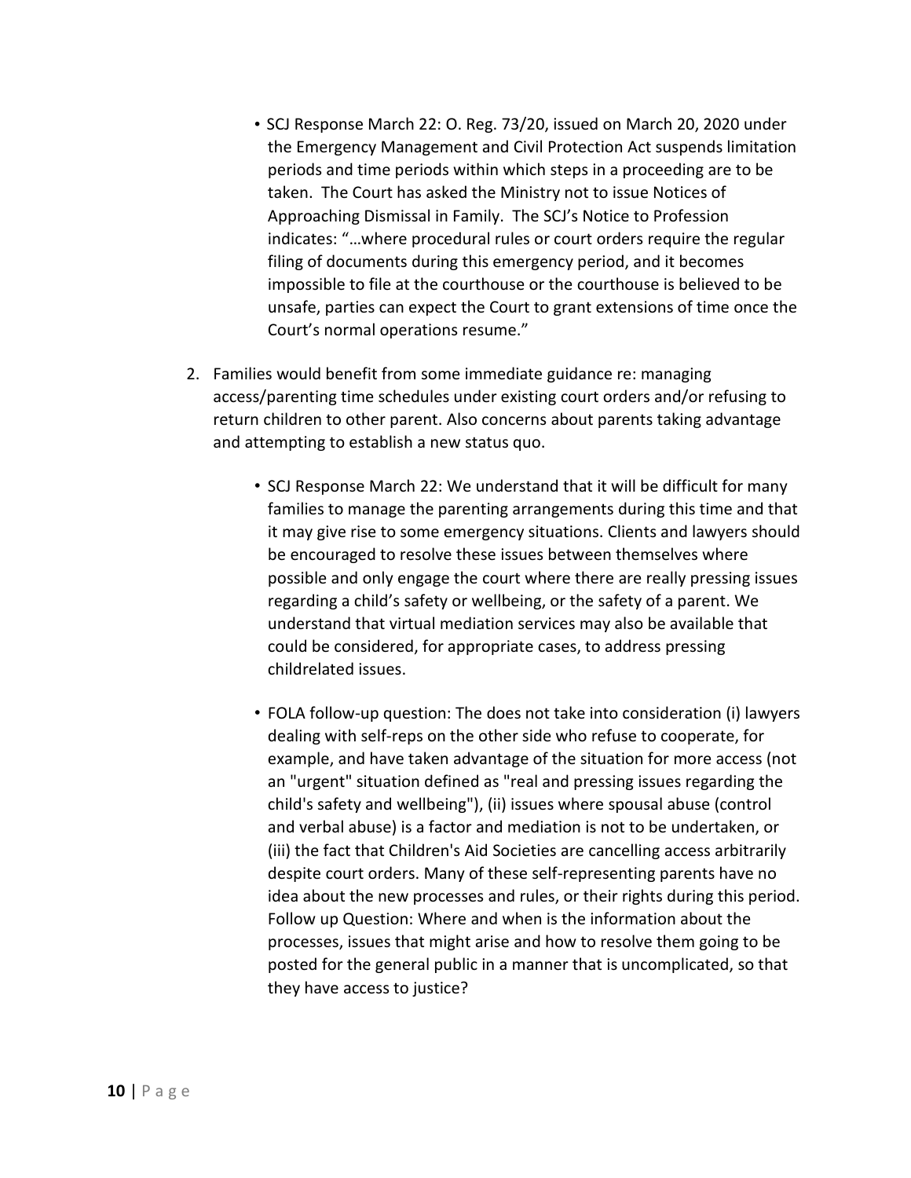- SCJ Response March 22: O. Reg. 73/20, issued on March 20, 2020 under the Emergency Management and Civil Protection Act suspends limitation periods and time periods within which steps in a proceeding are to be taken. The Court has asked the Ministry not to issue Notices of Approaching Dismissal in Family. The SCJ's Notice to Profession indicates: "…where procedural rules or court orders require the regular filing of documents during this emergency period, and it becomes impossible to file at the courthouse or the courthouse is believed to be unsafe, parties can expect the Court to grant extensions of time once the Court's normal operations resume."

2. Families would benefit from some immediate guidance re: managing access/parenting time schedules under existing court orders and/or refusing to return children to other parent. Also concerns about parents taking advantage and attempting to establish a new status quo.

   - SCJ Response March 22: We understand that it will be difficult for many families to manage the parenting arrangements during this time and that it may give rise to some emergency situations. Clients and lawyers should be encouraged to resolve these issues between themselves where possible and only engage the court where there are really pressing issues regarding a child's safety or wellbeing, or the safety of a parent. We understand that virtual mediation services may also be available that could be considered, for appropriate cases, to address pressing childrelated issues.

   - FOLA follow-up question: The does not take into consideration (i) lawyers dealing with self-reps on the other side who refuse to cooperate, for example, and have taken advantage of the situation for more access (not an "urgent" situation defined as "real and pressing issues regarding the child's safety and wellbeing"), (ii) issues where spousal abuse (control and verbal abuse) is a factor and mediation is not to be undertaken, or (iii) the fact that Children's Aid Societies are cancelling access arbitrarily despite court orders. Many of these self-representing parents have no idea about the new processes and rules, or their rights during this period. Follow up Question: Where and when is the information about the processes, issues that might arise and how to resolve them going to be posted for the general public in a manner that is uncomplicated, so that they have access to justice?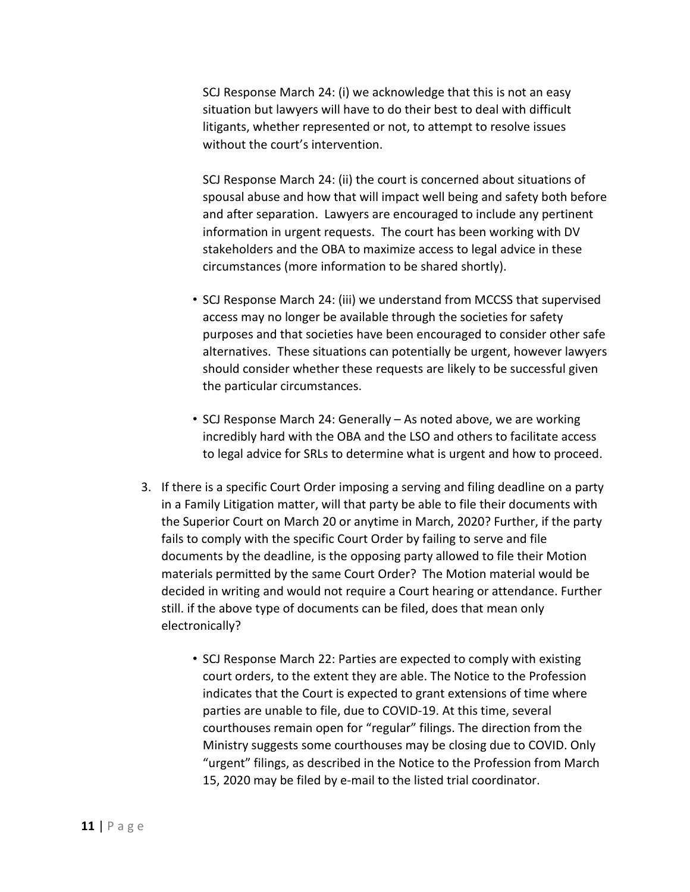SCJ Response March 24: (i) we acknowledge that this is not an easy situation but lawyers will have to do their best to deal with difficult litigants, whether represented or not, to attempt to resolve issues without the court's intervention.

SCJ Response March 24: (ii) the court is concerned about situations of spousal abuse and how that will impact well being and safety both before and after separation. Lawyers are encouraged to include any pertinent information in urgent requests. The court has been working with DV stakeholders and the OBA to maximize access to legal advice in these circumstances (more information to be shared shortly).

- SCJ Response March 24: (iii) we understand from MCCSS that supervised access may no longer be available through the societies for safety purposes and that societies have been encouraged to consider other safe alternatives. These situations can potentially be urgent, however lawyers should consider whether these requests are likely to be successful given the particular circumstances.
- SCJ Response March 24: Generally – As noted above, we are working incredibly hard with the OBA and the LSO and others to facilitate access to legal advice for SRLs to determine what is urgent and how to proceed.

3. If there is a specific Court Order imposing a serving and filing deadline on a party in a Family Litigation matter, will that party be able to file their documents with the Superior Court on March 20 or anytime in March, 2020? Further, if the party fails to comply with the specific Court Order by failing to serve and file documents by the deadline, is the opposing party allowed to file their Motion materials permitted by the same Court Order? The Motion material would be decided in writing and would not require a Court hearing or attendance. Further still. if the above type of documents can be filed, does that mean only electronically?

    - SCJ Response March 22: Parties are expected to comply with existing court orders, to the extent they are able. The Notice to the Profession indicates that the Court is expected to grant extensions of time where parties are unable to file, due to COVID-19. At this time, several courthouses remain open for "regular" filings. The direction from the Ministry suggests some courthouses may be closing due to COVID. Only "urgent" filings, as described in the Notice to the Profession from March 15, 2020 may be filed by e-mail to the listed trial coordinator.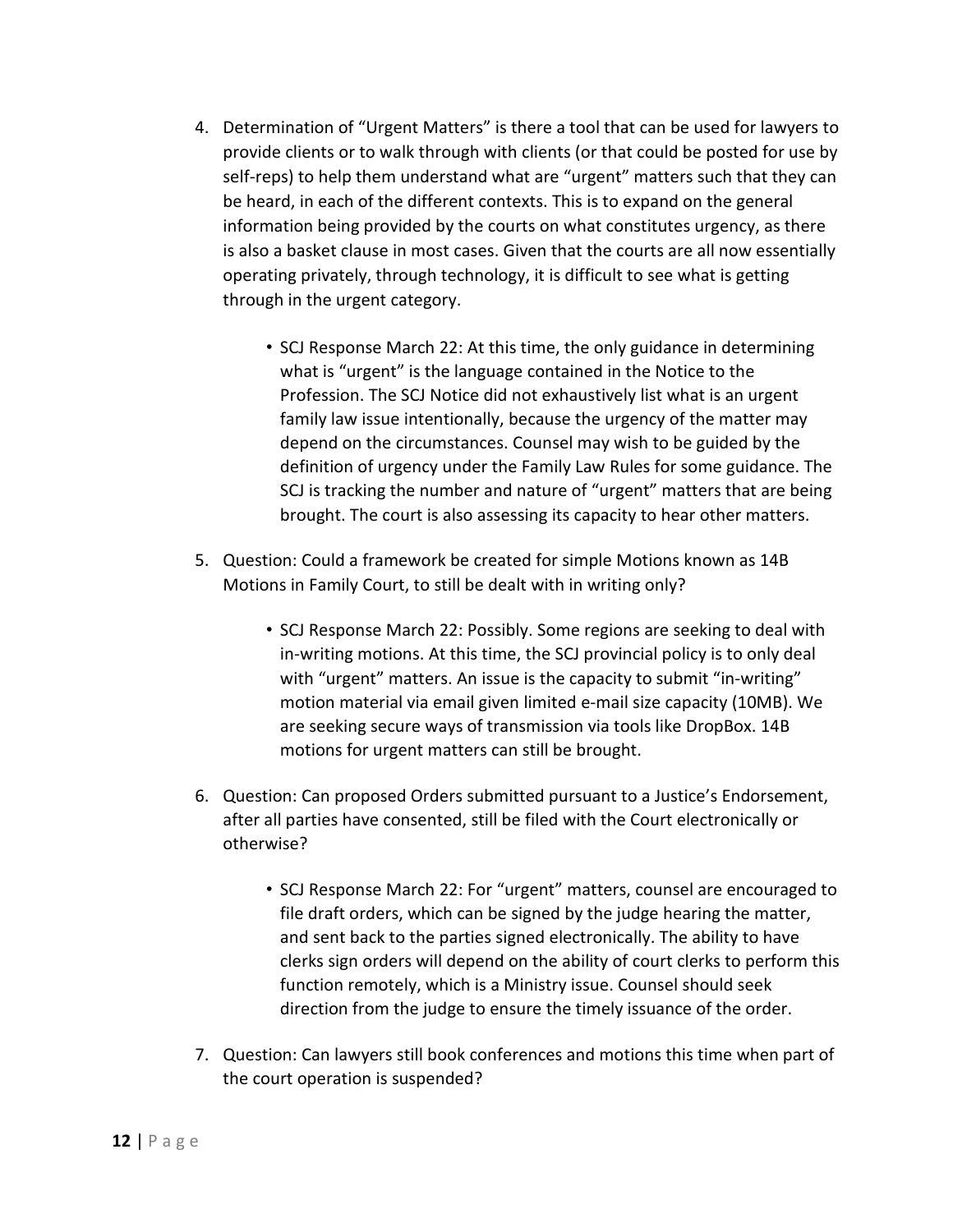4. Determination of "Urgent Matters" is there a tool that can be used for lawyers to provide clients or to walk through with clients (or that could be posted for use by self-reps) to help them understand what are "urgent" matters such that they can be heard, in each of the different contexts. This is to expand on the general information being provided by the courts on what constitutes urgency, as there is also a basket clause in most cases. Given that the courts are all now essentially operating privately, through technology, it is difficult to see what is getting through in the urgent category.

    - SCJ Response March 22: At this time, the only guidance in determining what is "urgent" is the language contained in the Notice to the Profession. The SCJ Notice did not exhaustively list what is an urgent family law issue intentionally, because the urgency of the matter may depend on the circumstances. Counsel may wish to be guided by the definition of urgency under the Family Law Rules for some guidance. The SCJ is tracking the number and nature of "urgent" matters that are being brought. The court is also assessing its capacity to hear other matters.

5. Question: Could a framework be created for simple Motions known as 14B Motions in Family Court, to still be dealt with in writing only?

    - SCJ Response March 22: Possibly. Some regions are seeking to deal with in-writing motions. At this time, the SCJ provincial policy is to only deal with "urgent" matters. An issue is the capacity to submit "in-writing" motion material via email given limited e-mail size capacity (10MB). We are seeking secure ways of transmission via tools like DropBox. 14B motions for urgent matters can still be brought.

6. Question: Can proposed Orders submitted pursuant to a Justice's Endorsement, after all parties have consented, still be filed with the Court electronically or otherwise?

    - SCJ Response March 22: For "urgent" matters, counsel are encouraged to file draft orders, which can be signed by the judge hearing the matter, and sent back to the parties signed electronically. The ability to have clerks sign orders will depend on the ability of court clerks to perform this function remotely, which is a Ministry issue. Counsel should seek direction from the judge to ensure the timely issuance of the order.

7. Question: Can lawyers still book conferences and motions this time when part of the court operation is suspended?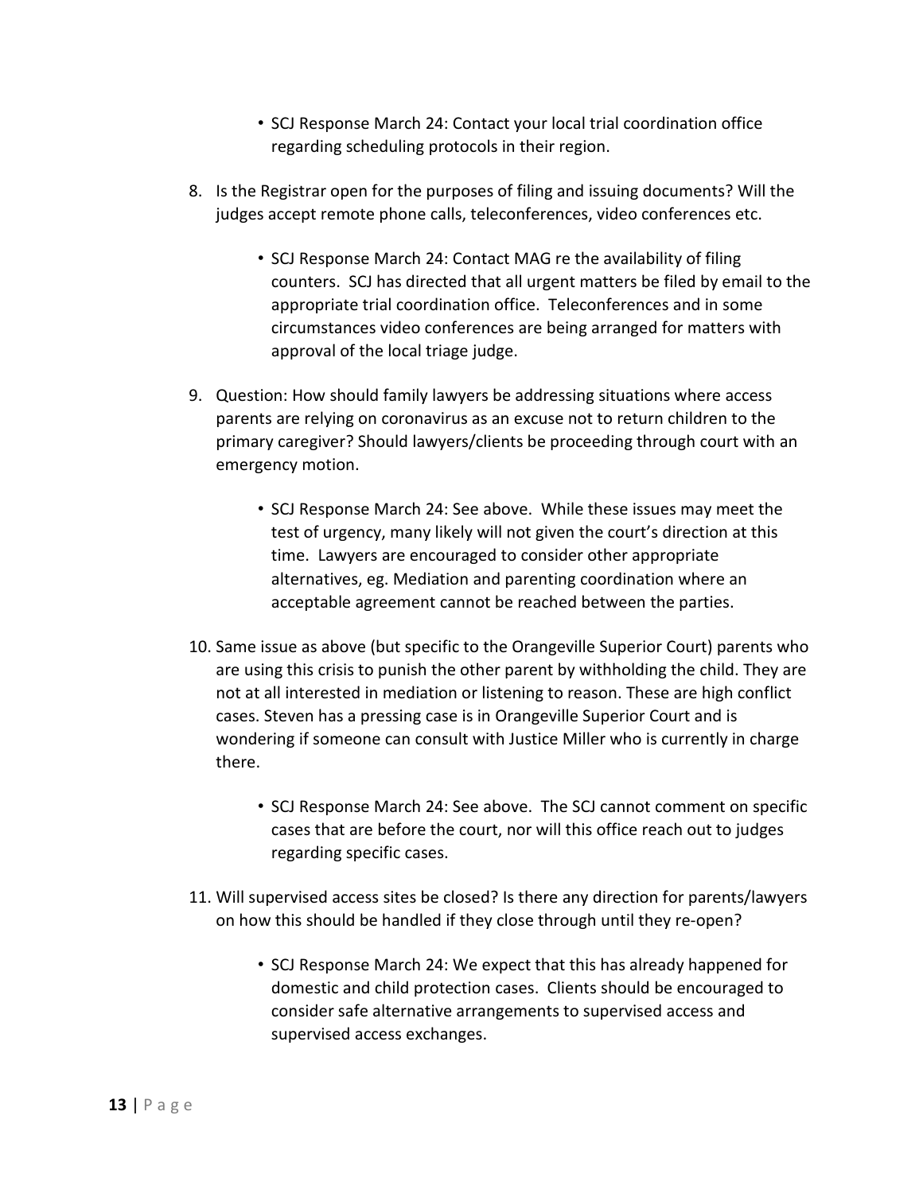- SCJ Response March 24: Contact your local trial coordination office regarding scheduling protocols in their region.

8. Is the Registrar open for the purposes of filing and issuing documents? Will the judges accept remote phone calls, teleconferences, video conferences etc.

    - SCJ Response March 24: Contact MAG re the availability of filing counters. SCJ has directed that all urgent matters be filed by email to the appropriate trial coordination office. Teleconferences and in some circumstances video conferences are being arranged for matters with approval of the local triage judge.

9. Question: How should family lawyers be addressing situations where access parents are relying on coronavirus as an excuse not to return children to the primary caregiver? Should lawyers/clients be proceeding through court with an emergency motion.

    - SCJ Response March 24: See above. While these issues may meet the test of urgency, many likely will not given the court's direction at this time. Lawyers are encouraged to consider other appropriate alternatives, eg. Mediation and parenting coordination where an acceptable agreement cannot be reached between the parties.

10. Same issue as above (but specific to the Orangeville Superior Court) parents who are using this crisis to punish the other parent by withholding the child. They are not at all interested in mediation or listening to reason. These are high conflict cases. Steven has a pressing case is in Orangeville Superior Court and is wondering if someone can consult with Justice Miller who is currently in charge there.

    - SCJ Response March 24: See above. The SCJ cannot comment on specific cases that are before the court, nor will this office reach out to judges regarding specific cases.

11. Will supervised access sites be closed? Is there any direction for parents/lawyers on how this should be handled if they close through until they re-open?

    - SCJ Response March 24: We expect that this has already happened for domestic and child protection cases. Clients should be encouraged to consider safe alternative arrangements to supervised access and supervised access exchanges.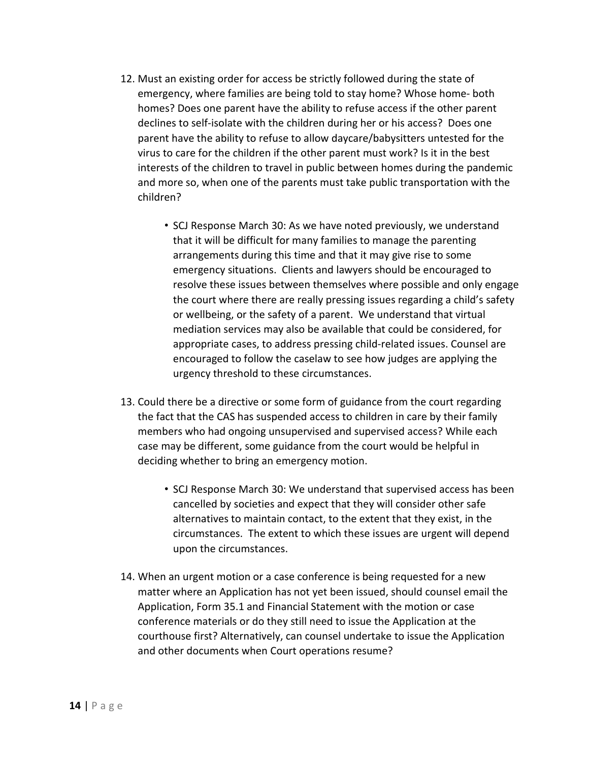12. Must an existing order for access be strictly followed during the state of emergency, where families are being told to stay home? Whose home- both homes? Does one parent have the ability to refuse access if the other parent declines to self-isolate with the children during her or his access? Does one parent have the ability to refuse to allow daycare/babysitters untested for the virus to care for the children if the other parent must work? Is it in the best interests of the children to travel in public between homes during the pandemic and more so, when one of the parents must take public transportation with the children?

    - SCJ Response March 30: As we have noted previously, we understand that it will be difficult for many families to manage the parenting arrangements during this time and that it may give rise to some emergency situations. Clients and lawyers should be encouraged to resolve these issues between themselves where possible and only engage the court where there are really pressing issues regarding a child's safety or wellbeing, or the safety of a parent. We understand that virtual mediation services may also be available that could be considered, for appropriate cases, to address pressing child-related issues. Counsel are encouraged to follow the caselaw to see how judges are applying the urgency threshold to these circumstances.

13. Could there be a directive or some form of guidance from the court regarding the fact that the CAS has suspended access to children in care by their family members who had ongoing unsupervised and supervised access? While each case may be different, some guidance from the court would be helpful in deciding whether to bring an emergency motion.

    - SCJ Response March 30: We understand that supervised access has been cancelled by societies and expect that they will consider other safe alternatives to maintain contact, to the extent that they exist, in the circumstances. The extent to which these issues are urgent will depend upon the circumstances.

14. When an urgent motion or a case conference is being requested for a new matter where an Application has not yet been issued, should counsel email the Application, Form 35.1 and Financial Statement with the motion or case conference materials or do they still need to issue the Application at the courthouse first? Alternatively, can counsel undertake to issue the Application and other documents when Court operations resume?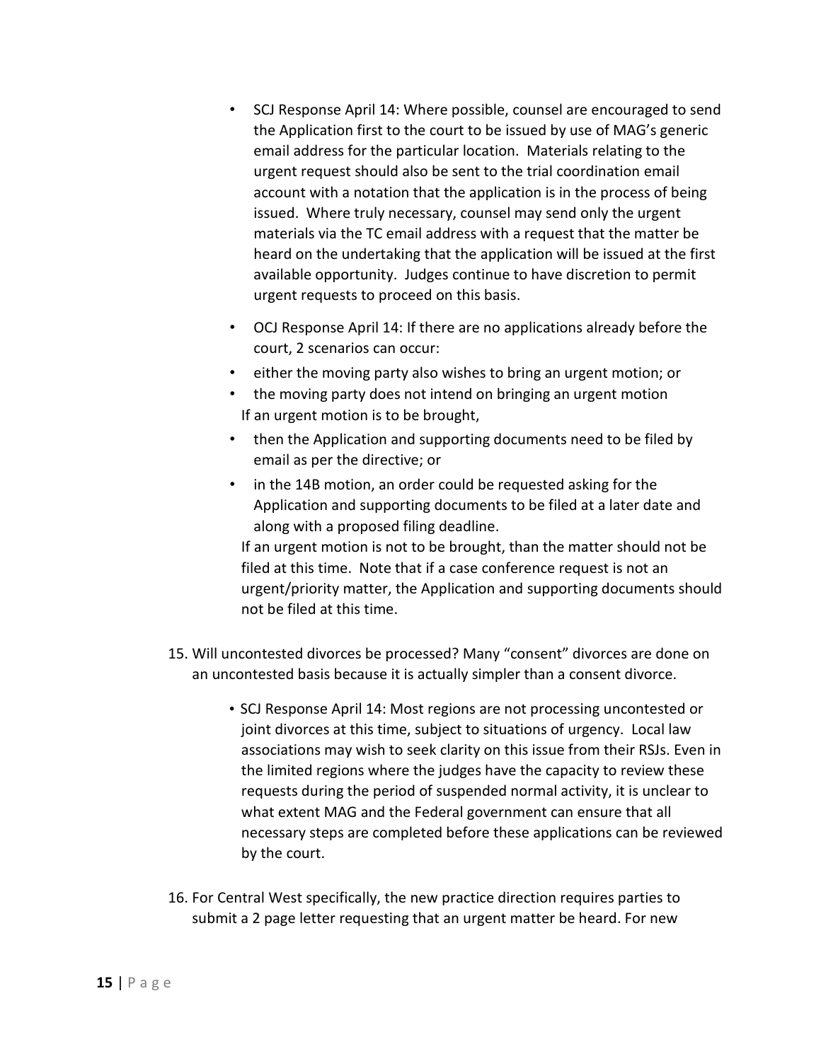- SCJ Response April 14: Where possible, counsel are encouraged to send the Application first to the court to be issued by use of MAG's generic email address for the particular location. Materials relating to the urgent request should also be sent to the trial coordination email account with a notation that the application is in the process of being issued. Where truly necessary, counsel may send only the urgent materials via the TC email address with a request that the matter be heard on the undertaking that the application will be issued at the first available opportunity. Judges continue to have discretion to permit urgent requests to proceed on this basis.
- OCJ Response April 14: If there are no applications already before the court, 2 scenarios can occur:
- either the moving party also wishes to bring an urgent motion; or
- the moving party does not intend on bringing an urgent motion

  If an urgent motion is to be brought,
- then the Application and supporting documents need to be filed by email as per the directive; or
- in the 14B motion, an order could be requested asking for the Application and supporting documents to be filed at a later date and along with a proposed filing deadline.

  If an urgent motion is not to be brought, than the matter should not be filed at this time. Note that if a case conference request is not an urgent/priority matter, the Application and supporting documents should not be filed at this time.

15. Will uncontested divorces be processed? Many "consent" divorces are done on an uncontested basis because it is actually simpler than a consent divorce.

    - SCJ Response April 14: Most regions are not processing uncontested or joint divorces at this time, subject to situations of urgency. Local law associations may wish to seek clarity on this issue from their RSJs. Even in the limited regions where the judges have the capacity to review these requests during the period of suspended normal activity, it is unclear to what extent MAG and the Federal government can ensure that all necessary steps are completed before these applications can be reviewed by the court.

16. For Central West specifically, the new practice direction requires parties to submit a 2 page letter requesting that an urgent matter be heard. For new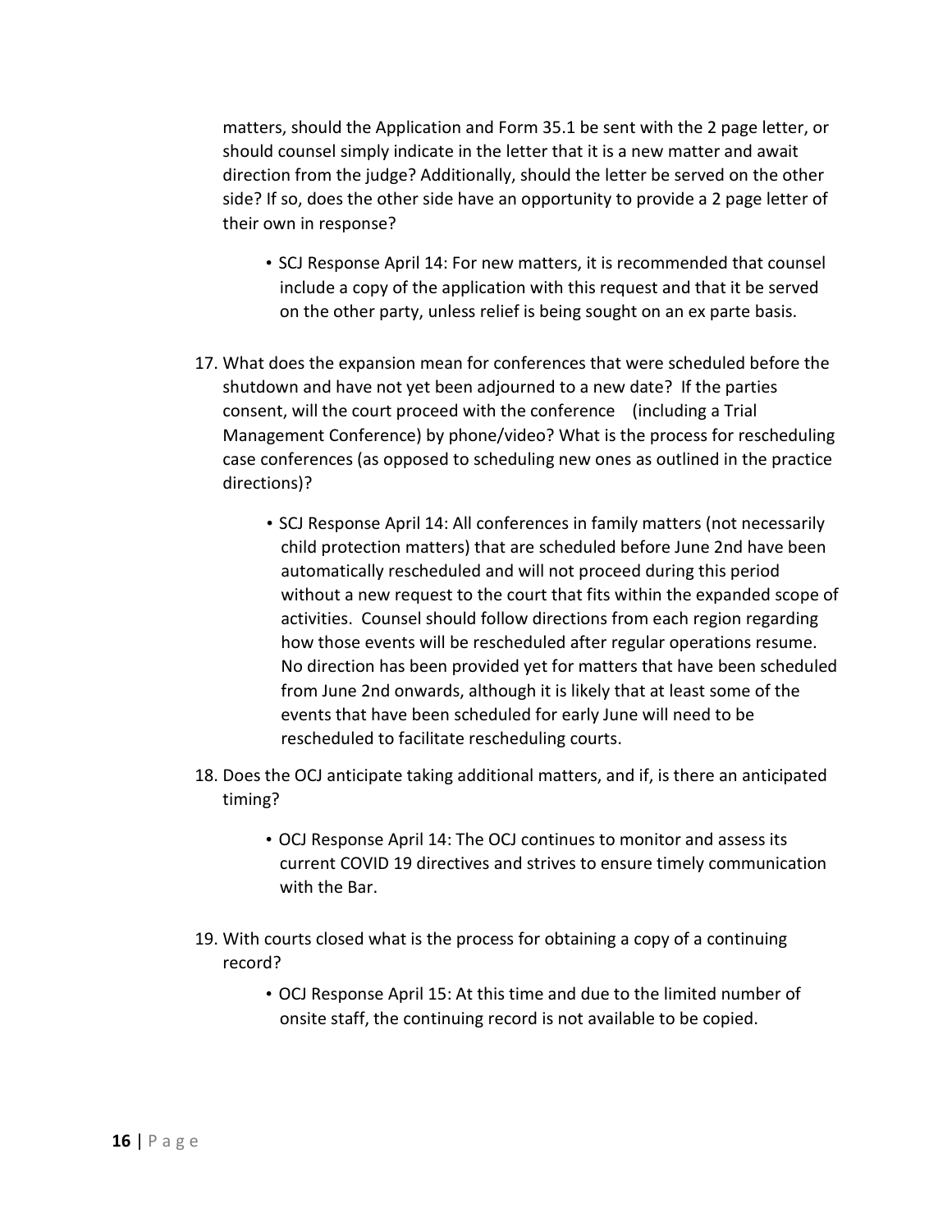matters, should the Application and Form 35.1 be sent with the 2 page letter, or should counsel simply indicate in the letter that it is a new matter and await direction from the judge? Additionally, should the letter be served on the other side? If so, does the other side have an opportunity to provide a 2 page letter of their own in response?

- SCJ Response April 14: For new matters, it is recommended that counsel include a copy of the application with this request and that it be served on the other party, unless relief is being sought on an ex parte basis.

17. What does the expansion mean for conferences that were scheduled before the shutdown and have not yet been adjourned to a new date? If the parties consent, will the court proceed with the conference (including a Trial Management Conference) by phone/video? What is the process for rescheduling case conferences (as opposed to scheduling new ones as outlined in the practice directions)?

    - SCJ Response April 14: All conferences in family matters (not necessarily child protection matters) that are scheduled before June 2nd have been automatically rescheduled and will not proceed during this period without a new request to the court that fits within the expanded scope of activities. Counsel should follow directions from each region regarding how those events will be rescheduled after regular operations resume. No direction has been provided yet for matters that have been scheduled from June 2nd onwards, although it is likely that at least some of the events that have been scheduled for early June will need to be rescheduled to facilitate rescheduling courts.

18. Does the OCJ anticipate taking additional matters, and if, is there an anticipated timing?

    - OCJ Response April 14: The OCJ continues to monitor and assess its current COVID 19 directives and strives to ensure timely communication with the Bar.

19. With courts closed what is the process for obtaining a copy of a continuing record?

    - OCJ Response April 15: At this time and due to the limited number of onsite staff, the continuing record is not available to be copied.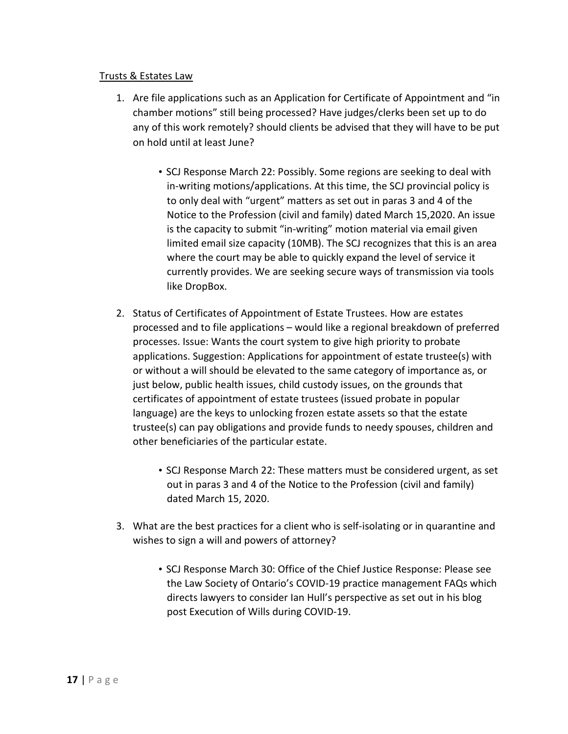Trusts & Estates Law

1. Are file applications such as an Application for Certificate of Appointment and "in chamber motions" still being processed? Have judges/clerks been set up to do any of this work remotely? should clients be advised that they will have to be put on hold until at least June?

   - SCJ Response March 22: Possibly. Some regions are seeking to deal with in-writing motions/applications. At this time, the SCJ provincial policy is to only deal with "urgent" matters as set out in paras 3 and 4 of the Notice to the Profession (civil and family) dated March 15,2020. An issue is the capacity to submit "in-writing" motion material via email given limited email size capacity (10MB). The SCJ recognizes that this is an area where the court may be able to quickly expand the level of service it currently provides. We are seeking secure ways of transmission via tools like DropBox.

2. Status of Certificates of Appointment of Estate Trustees. How are estates processed and to file applications – would like a regional breakdown of preferred processes. Issue: Wants the court system to give high priority to probate applications. Suggestion: Applications for appointment of estate trustee(s) with or without a will should be elevated to the same category of importance as, or just below, public health issues, child custody issues, on the grounds that certificates of appointment of estate trustees (issued probate in popular language) are the keys to unlocking frozen estate assets so that the estate trustee(s) can pay obligations and provide funds to needy spouses, children and other beneficiaries of the particular estate.

   - SCJ Response March 22: These matters must be considered urgent, as set out in paras 3 and 4 of the Notice to the Profession (civil and family) dated March 15, 2020.

3. What are the best practices for a client who is self-isolating or in quarantine and wishes to sign a will and powers of attorney?

   - SCJ Response March 30: Office of the Chief Justice Response: Please see the Law Society of Ontario's COVID-19 practice management FAQs which directs lawyers to consider Ian Hull's perspective as set out in his blog post Execution of Wills during COVID-19.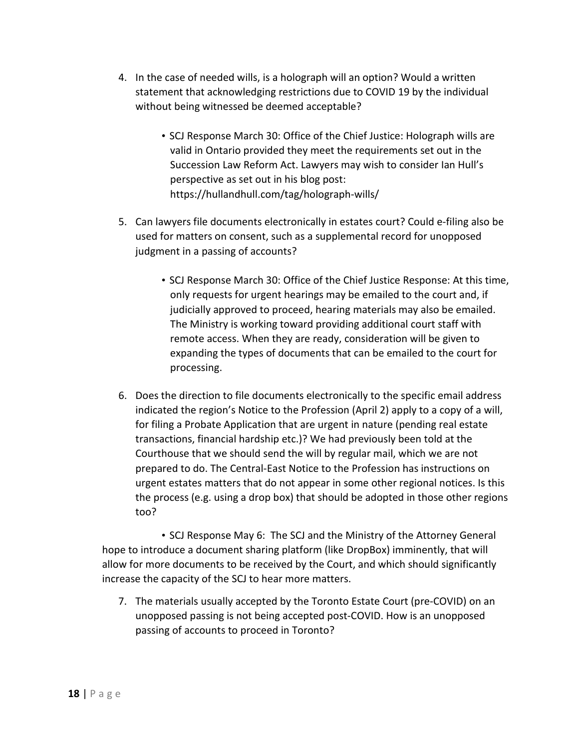4. In the case of needed wills, is a holograph will an option? Would a written statement that acknowledging restrictions due to COVID 19 by the individual without being witnessed be deemed acceptable?

    - SCJ Response March 30: Office of the Chief Justice: Holograph wills are valid in Ontario provided they meet the requirements set out in the Succession Law Reform Act. Lawyers may wish to consider Ian Hull's perspective as set out in his blog post: https://hullandhull.com/tag/holograph-wills/

5. Can lawyers file documents electronically in estates court? Could e-filing also be used for matters on consent, such as a supplemental record for unopposed judgment in a passing of accounts?

    - SCJ Response March 30: Office of the Chief Justice Response: At this time, only requests for urgent hearings may be emailed to the court and, if judicially approved to proceed, hearing materials may also be emailed. The Ministry is working toward providing additional court staff with remote access. When they are ready, consideration will be given to expanding the types of documents that can be emailed to the court for processing.

6. Does the direction to file documents electronically to the specific email address indicated the region's Notice to the Profession (April 2) apply to a copy of a will, for filing a Probate Application that are urgent in nature (pending real estate transactions, financial hardship etc.)? We had previously been told at the Courthouse that we should send the will by regular mail, which we are not prepared to do. The Central-East Notice to the Profession has instructions on urgent estates matters that do not appear in some other regional notices. Is this the process (e.g. using a drop box) that should be adopted in those other regions too?

    - SCJ Response May 6: The SCJ and the Ministry of the Attorney General hope to introduce a document sharing platform (like DropBox) imminently, that will allow for more documents to be received by the Court, and which should significantly increase the capacity of the SCJ to hear more matters.

7. The materials usually accepted by the Toronto Estate Court (pre-COVID) on an unopposed passing is not being accepted post-COVID. How is an unopposed passing of accounts to proceed in Toronto?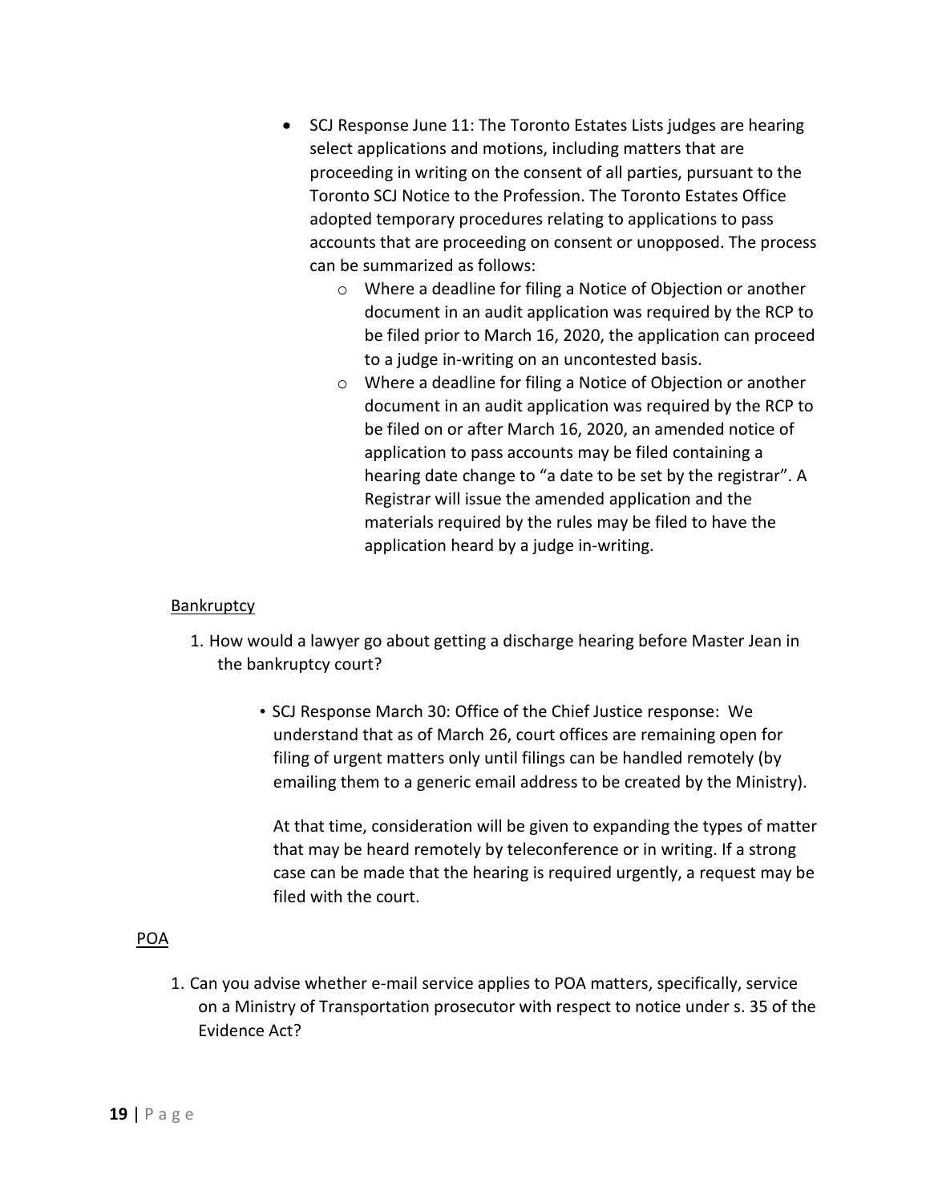- SCJ Response June 11: The Toronto Estates Lists judges are hearing select applications and motions, including matters that are proceeding in writing on the consent of all parties, pursuant to the Toronto SCJ Notice to the Profession. The Toronto Estates Office adopted temporary procedures relating to applications to pass accounts that are proceeding on consent or unopposed. The process can be summarized as follows:
  - Where a deadline for filing a Notice of Objection or another document in an audit application was required by the RCP to be filed prior to March 16, 2020, the application can proceed to a judge in-writing on an uncontested basis.
  - Where a deadline for filing a Notice of Objection or another document in an audit application was required by the RCP to be filed on or after March 16, 2020, an amended notice of application to pass accounts may be filed containing a hearing date change to "a date to be set by the registrar". A Registrar will issue the amended application and the materials required by the rules may be filed to have the application heard by a judge in-writing.

<u>Bankruptcy</u>

1. How would a lawyer go about getting a discharge hearing before Master Jean in the bankruptcy court?

   - SCJ Response March 30: Office of the Chief Justice response: We understand that as of March 26, court offices are remaining open for filing of urgent matters only until filings can be handled remotely (by emailing them to a generic email address to be created by the Ministry).

     At that time, consideration will be given to expanding the types of matter that may be heard remotely by teleconference or in writing. If a strong case can be made that the hearing is required urgently, a request may be filed with the court.

<u>POA</u>

1. Can you advise whether e-mail service applies to POA matters, specifically, service on a Ministry of Transportation prosecutor with respect to notice under s. 35 of the Evidence Act?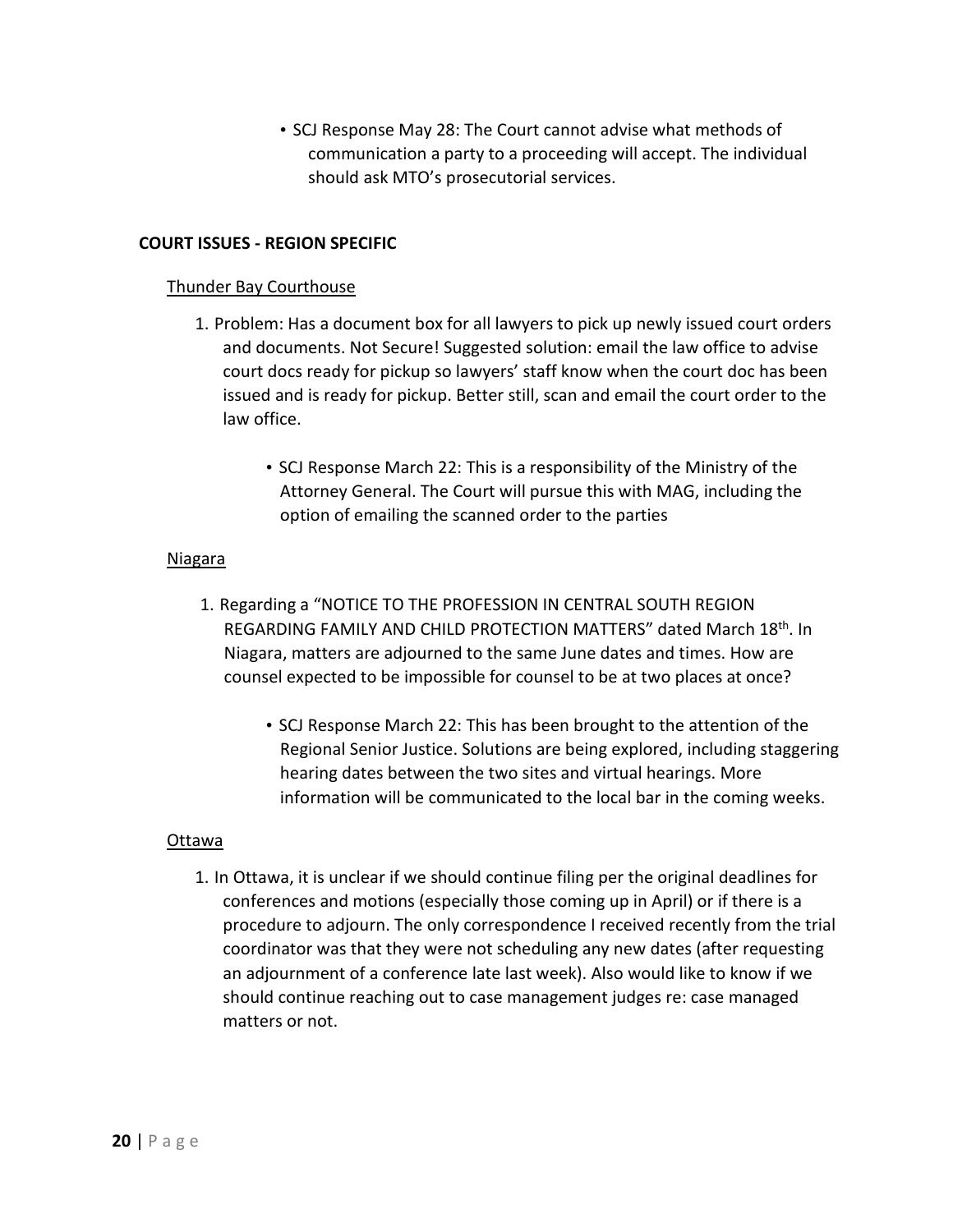- SCJ Response May 28: The Court cannot advise what methods of communication a party to a proceeding will accept. The individual should ask MTO's prosecutorial services.

**COURT ISSUES - REGION SPECIFIC**

<u>Thunder Bay Courthouse</u>

1. Problem: Has a document box for all lawyers to pick up newly issued court orders and documents. Not Secure! Suggested solution: email the law office to advise court docs ready for pickup so lawyers' staff know when the court doc has been issued and is ready for pickup. Better still, scan and email the court order to the law office.

    - SCJ Response March 22: This is a responsibility of the Ministry of the Attorney General. The Court will pursue this with MAG, including the option of emailing the scanned order to the parties

<u>Niagara</u>

1. Regarding a "NOTICE TO THE PROFESSION IN CENTRAL SOUTH REGION REGARDING FAMILY AND CHILD PROTECTION MATTERS" dated March 18th. In Niagara, matters are adjourned to the same June dates and times. How are counsel expected to be impossible for counsel to be at two places at once?

    - SCJ Response March 22: This has been brought to the attention of the Regional Senior Justice. Solutions are being explored, including staggering hearing dates between the two sites and virtual hearings. More information will be communicated to the local bar in the coming weeks.

<u>Ottawa</u>

1. In Ottawa, it is unclear if we should continue filing per the original deadlines for conferences and motions (especially those coming up in April) or if there is a procedure to adjourn. The only correspondence I received recently from the trial coordinator was that they were not scheduling any new dates (after requesting an adjournment of a conference late last week). Also would like to know if we should continue reaching out to case management judges re: case managed matters or not.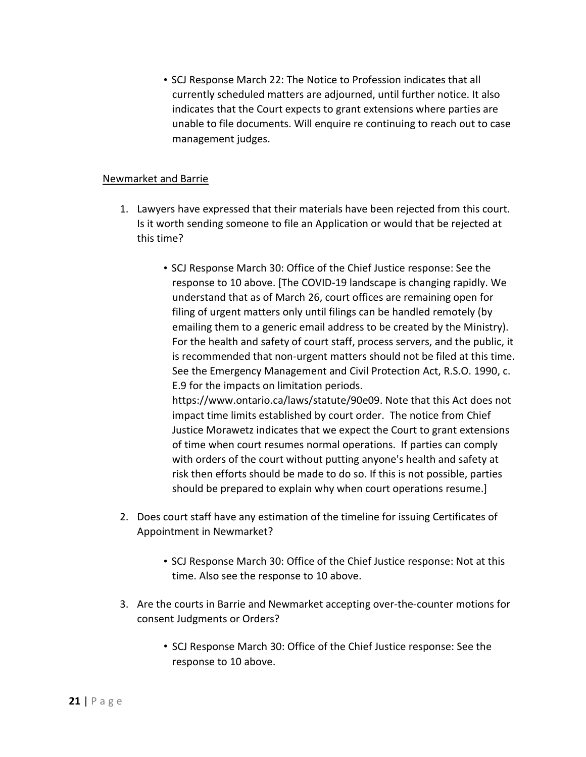- SCJ Response March 22: The Notice to Profession indicates that all currently scheduled matters are adjourned, until further notice. It also indicates that the Court expects to grant extensions where parties are unable to file documents. Will enquire re continuing to reach out to case management judges.

Newmarket and Barrie

1. Lawyers have expressed that their materials have been rejected from this court. Is it worth sending someone to file an Application or would that be rejected at this time?

    - SCJ Response March 30: Office of the Chief Justice response: See the response to 10 above. [The COVID-19 landscape is changing rapidly. We understand that as of March 26, court offices are remaining open for filing of urgent matters only until filings can be handled remotely (by emailing them to a generic email address to be created by the Ministry). For the health and safety of court staff, process servers, and the public, it is recommended that non-urgent matters should not be filed at this time. See the Emergency Management and Civil Protection Act, R.S.O. 1990, c. E.9 for the impacts on limitation periods. https://www.ontario.ca/laws/statute/90e09. Note that this Act does not impact time limits established by court order. The notice from Chief Justice Morawetz indicates that we expect the Court to grant extensions of time when court resumes normal operations. If parties can comply with orders of the court without putting anyone's health and safety at risk then efforts should be made to do so. If this is not possible, parties should be prepared to explain why when court operations resume.]

2. Does court staff have any estimation of the timeline for issuing Certificates of Appointment in Newmarket?

    - SCJ Response March 30: Office of the Chief Justice response: Not at this time. Also see the response to 10 above.

3. Are the courts in Barrie and Newmarket accepting over-the-counter motions for consent Judgments or Orders?

    - SCJ Response March 30: Office of the Chief Justice response: See the response to 10 above.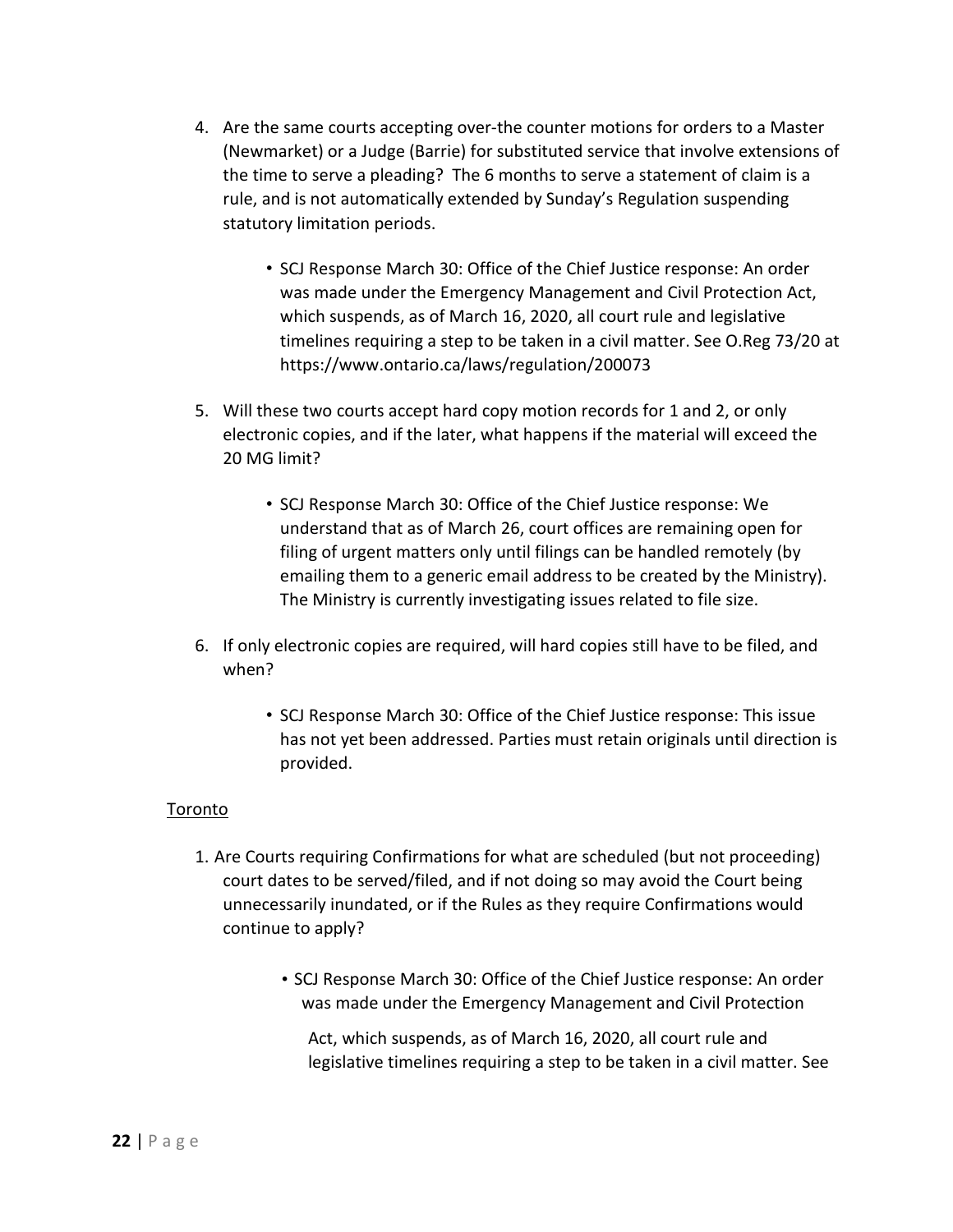4. Are the same courts accepting over-the counter motions for orders to a Master (Newmarket) or a Judge (Barrie) for substituted service that involve extensions of the time to serve a pleading? The 6 months to serve a statement of claim is a rule, and is not automatically extended by Sunday's Regulation suspending statutory limitation periods.

    - SCJ Response March 30: Office of the Chief Justice response: An order was made under the Emergency Management and Civil Protection Act, which suspends, as of March 16, 2020, all court rule and legislative timelines requiring a step to be taken in a civil matter. See O.Reg 73/20 at https://www.ontario.ca/laws/regulation/200073

5. Will these two courts accept hard copy motion records for 1 and 2, or only electronic copies, and if the later, what happens if the material will exceed the 20 MG limit?

    - SCJ Response March 30: Office of the Chief Justice response: We understand that as of March 26, court offices are remaining open for filing of urgent matters only until filings can be handled remotely (by emailing them to a generic email address to be created by the Ministry). The Ministry is currently investigating issues related to file size.

6. If only electronic copies are required, will hard copies still have to be filed, and when?

    - SCJ Response March 30: Office of the Chief Justice response: This issue has not yet been addressed. Parties must retain originals until direction is provided.

<u>Toronto</u>

1. Are Courts requiring Confirmations for what are scheduled (but not proceeding) court dates to be served/filed, and if not doing so may avoid the Court being unnecessarily inundated, or if the Rules as they require Confirmations would continue to apply?

    - SCJ Response March 30: Office of the Chief Justice response: An order was made under the Emergency Management and Civil Protection Act, which suspends, as of March 16, 2020, all court rule and legislative timelines requiring a step to be taken in a civil matter. See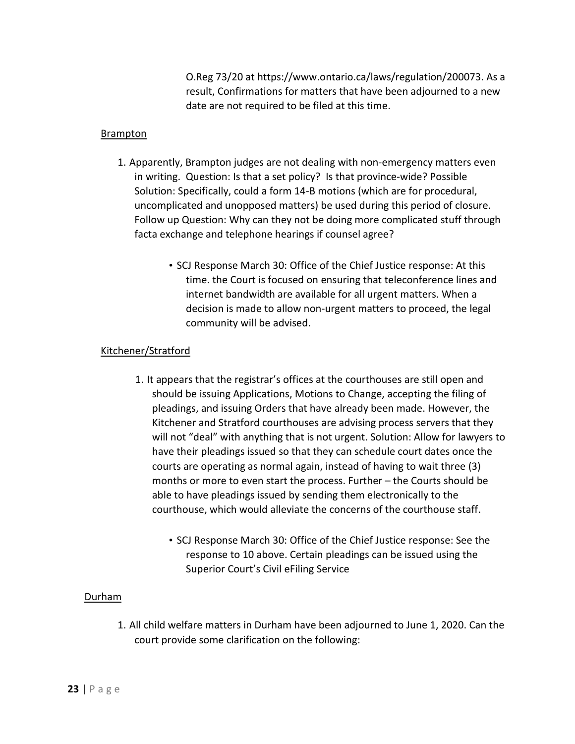O.Reg 73/20 at https://www.ontario.ca/laws/regulation/200073. As a result, Confirmations for matters that have been adjourned to a new date are not required to be filed at this time.

<u>Brampton</u>

1. Apparently, Brampton judges are not dealing with non-emergency matters even in writing. Question: Is that a set policy? Is that province-wide? Possible Solution: Specifically, could a form 14-B motions (which are for procedural, uncomplicated and unopposed matters) be used during this period of closure. Follow up Question: Why can they not be doing more complicated stuff through facta exchange and telephone hearings if counsel agree?

   - SCJ Response March 30: Office of the Chief Justice response: At this time. the Court is focused on ensuring that teleconference lines and internet bandwidth are available for all urgent matters. When a decision is made to allow non-urgent matters to proceed, the legal community will be advised.

<u>Kitchener/Stratford</u>

1. It appears that the registrar's offices at the courthouses are still open and should be issuing Applications, Motions to Change, accepting the filing of pleadings, and issuing Orders that have already been made. However, the Kitchener and Stratford courthouses are advising process servers that they will not "deal" with anything that is not urgent. Solution: Allow for lawyers to have their pleadings issued so that they can schedule court dates once the courts are operating as normal again, instead of having to wait three (3) months or more to even start the process. Further – the Courts should be able to have pleadings issued by sending them electronically to the courthouse, which would alleviate the concerns of the courthouse staff.

   - SCJ Response March 30: Office of the Chief Justice response: See the response to 10 above. Certain pleadings can be issued using the Superior Court's Civil eFiling Service

<u>Durham</u>

1. All child welfare matters in Durham have been adjourned to June 1, 2020. Can the court provide some clarification on the following: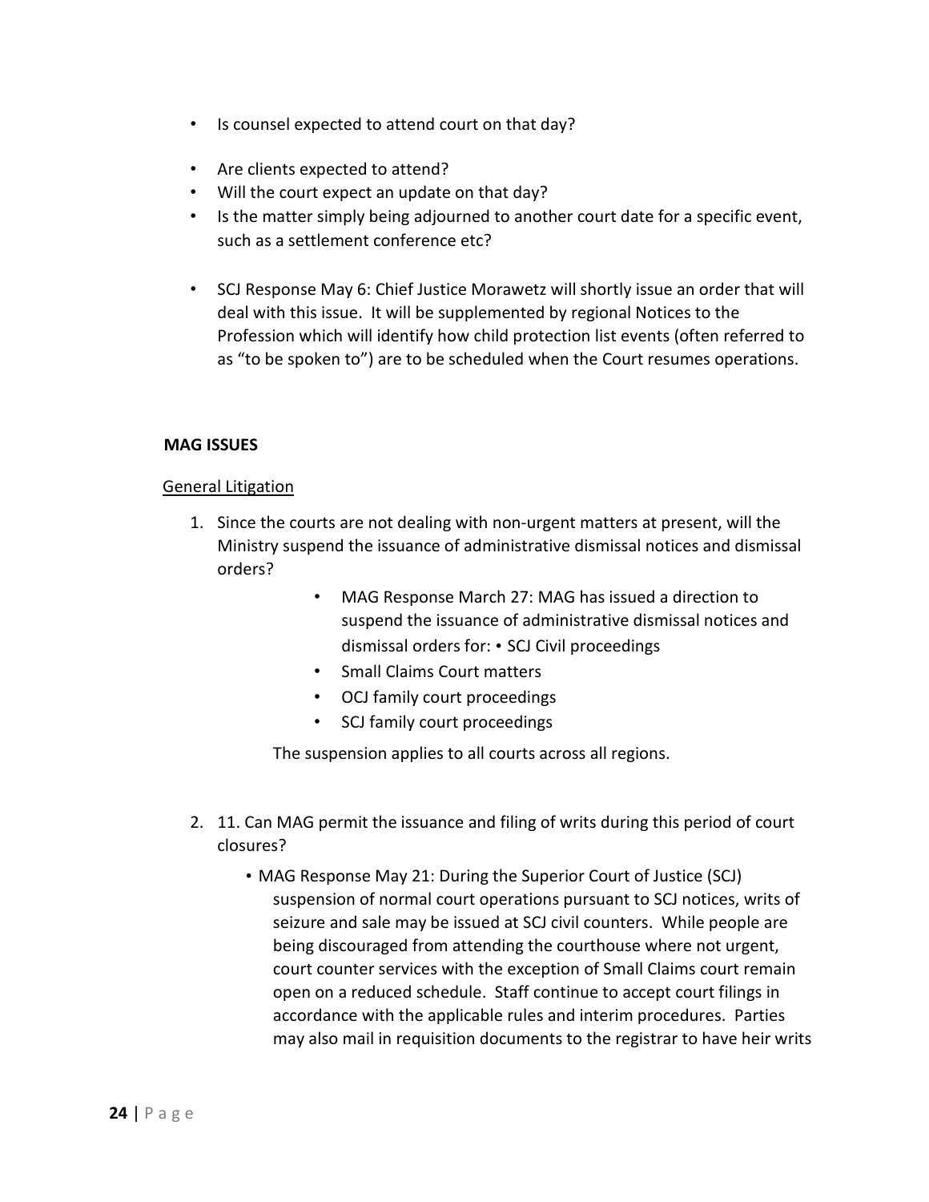- Is counsel expected to attend court on that day?
- Are clients expected to attend?
- Will the court expect an update on that day?
- Is the matter simply being adjourned to another court date for a specific event, such as a settlement conference etc?

- SCJ Response May 6: Chief Justice Morawetz will shortly issue an order that will deal with this issue. It will be supplemented by regional Notices to the Profession which will identify how child protection list events (often referred to as "to be spoken to") are to be scheduled when the Court resumes operations.

**MAG ISSUES**

General Litigation

1. Since the courts are not dealing with non-urgent matters at present, will the Ministry suspend the issuance of administrative dismissal notices and dismissal orders?

   - MAG Response March 27: MAG has issued a direction to suspend the issuance of administrative dismissal notices and dismissal orders for: • SCJ Civil proceedings
   - Small Claims Court matters
   - OCJ family court proceedings
   - SCJ family court proceedings

   The suspension applies to all courts across all regions.

2. 11. Can MAG permit the issuance and filing of writs during this period of court closures?

   - MAG Response May 21: During the Superior Court of Justice (SCJ) suspension of normal court operations pursuant to SCJ notices, writs of seizure and sale may be issued at SCJ civil counters. While people are being discouraged from attending the courthouse where not urgent, court counter services with the exception of Small Claims court remain open on a reduced schedule. Staff continue to accept court filings in accordance with the applicable rules and interim procedures. Parties may also mail in requisition documents to the registrar to have heir writs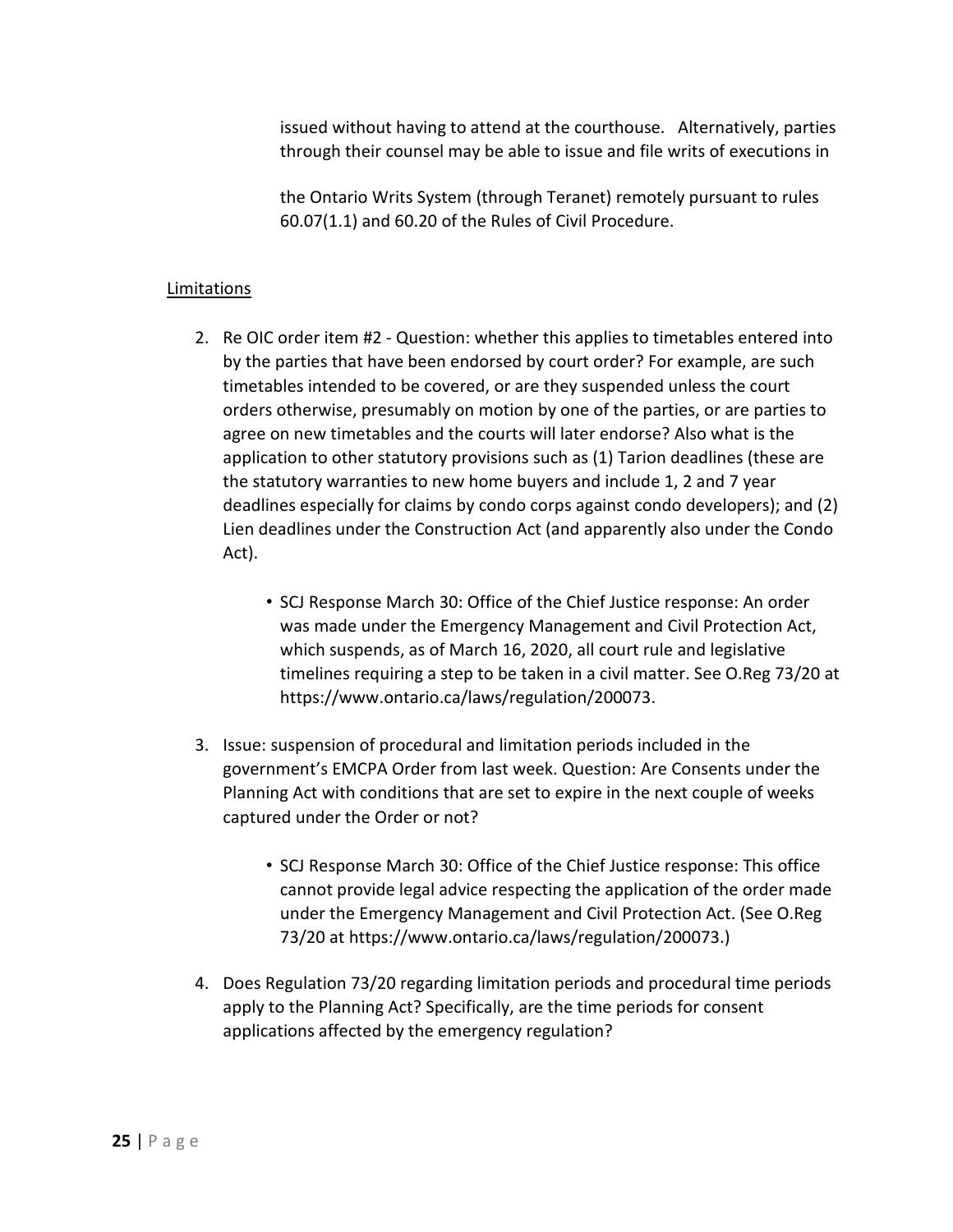issued without having to attend at the courthouse. Alternatively, parties through their counsel may be able to issue and file writs of executions in

the Ontario Writs System (through Teranet) remotely pursuant to rules 60.07(1.1) and 60.20 of the Rules of Civil Procedure.

<u>Limitations</u>

2. Re OIC order item #2 - Question: whether this applies to timetables entered into by the parties that have been endorsed by court order? For example, are such timetables intended to be covered, or are they suspended unless the court orders otherwise, presumably on motion by one of the parties, or are parties to agree on new timetables and the courts will later endorse? Also what is the application to other statutory provisions such as (1) Tarion deadlines (these are the statutory warranties to new home buyers and include 1, 2 and 7 year deadlines especially for claims by condo corps against condo developers); and (2) Lien deadlines under the Construction Act (and apparently also under the Condo Act).

    - SCJ Response March 30: Office of the Chief Justice response: An order was made under the Emergency Management and Civil Protection Act, which suspends, as of March 16, 2020, all court rule and legislative timelines requiring a step to be taken in a civil matter. See O.Reg 73/20 at https://www.ontario.ca/laws/regulation/200073.

3. Issue: suspension of procedural and limitation periods included in the government's EMCPA Order from last week. Question: Are Consents under the Planning Act with conditions that are set to expire in the next couple of weeks captured under the Order or not?

    - SCJ Response March 30: Office of the Chief Justice response: This office cannot provide legal advice respecting the application of the order made under the Emergency Management and Civil Protection Act. (See O.Reg 73/20 at https://www.ontario.ca/laws/regulation/200073.)

4. Does Regulation 73/20 regarding limitation periods and procedural time periods apply to the Planning Act? Specifically, are the time periods for consent applications affected by the emergency regulation?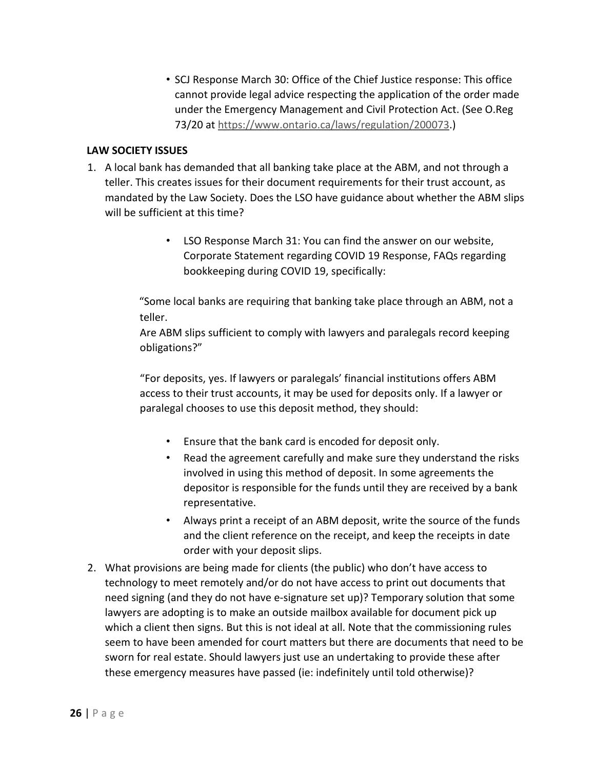- SCJ Response March 30: Office of the Chief Justice response: This office cannot provide legal advice respecting the application of the order made under the Emergency Management and Civil Protection Act. (See O.Reg 73/20 at https://www.ontario.ca/laws/regulation/200073.)

**LAW SOCIETY ISSUES**

1. A local bank has demanded that all banking take place at the ABM, and not through a teller. This creates issues for their document requirements for their trust account, as mandated by the Law Society. Does the LSO have guidance about whether the ABM slips will be sufficient at this time?

    - LSO Response March 31: You can find the answer on our website, Corporate Statement regarding COVID 19 Response, FAQs regarding bookkeeping during COVID 19, specifically:

    "Some local banks are requiring that banking take place through an ABM, not a teller.
    Are ABM slips sufficient to comply with lawyers and paralegals record keeping obligations?"

    "For deposits, yes. If lawyers or paralegals' financial institutions offers ABM access to their trust accounts, it may be used for deposits only. If a lawyer or paralegal chooses to use this deposit method, they should:

    - Ensure that the bank card is encoded for deposit only.
    - Read the agreement carefully and make sure they understand the risks involved in using this method of deposit. In some agreements the depositor is responsible for the funds until they are received by a bank representative.
    - Always print a receipt of an ABM deposit, write the source of the funds and the client reference on the receipt, and keep the receipts in date order with your deposit slips.

2. What provisions are being made for clients (the public) who don't have access to technology to meet remotely and/or do not have access to print out documents that need signing (and they do not have e-signature set up)? Temporary solution that some lawyers are adopting is to make an outside mailbox available for document pick up which a client then signs. But this is not ideal at all. Note that the commissioning rules seem to have been amended for court matters but there are documents that need to be sworn for real estate. Should lawyers just use an undertaking to provide these after these emergency measures have passed (ie: indefinitely until told otherwise)?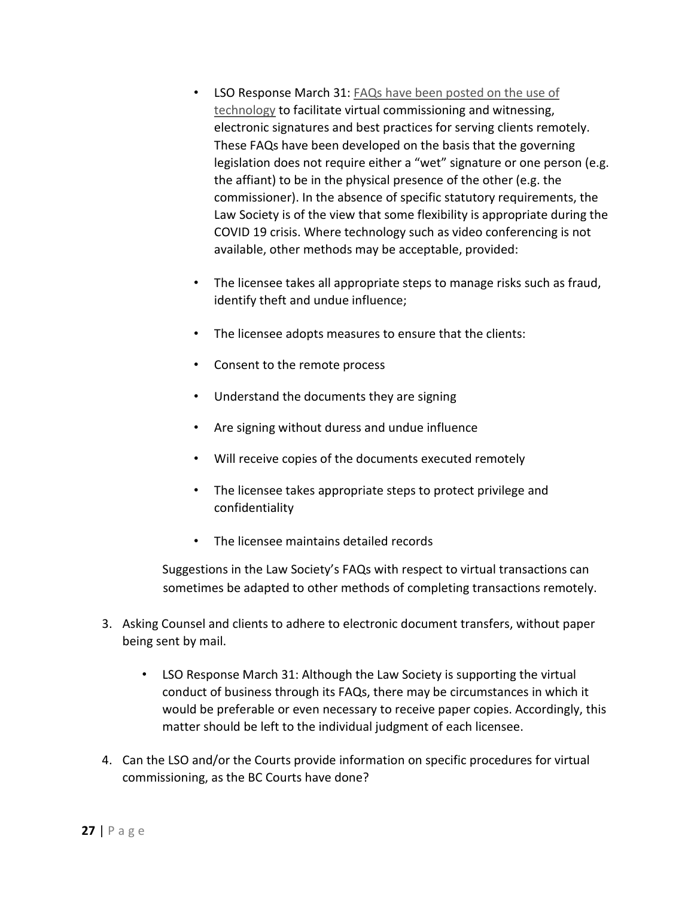- LSO Response March 31: [FAQs have been posted on the use of technology]() to facilitate virtual commissioning and witnessing, electronic signatures and best practices for serving clients remotely. These FAQs have been developed on the basis that the governing legislation does not require either a "wet" signature or one person (e.g. the affiant) to be in the physical presence of the other (e.g. the commissioner). In the absence of specific statutory requirements, the Law Society is of the view that some flexibility is appropriate during the COVID 19 crisis. Where technology such as video conferencing is not available, other methods may be acceptable, provided:

- The licensee takes all appropriate steps to manage risks such as fraud, identify theft and undue influence;

- The licensee adopts measures to ensure that the clients:

- Consent to the remote process

- Understand the documents they are signing

- Are signing without duress and undue influence

- Will receive copies of the documents executed remotely

- The licensee takes appropriate steps to protect privilege and confidentiality

- The licensee maintains detailed records

Suggestions in the Law Society's FAQs with respect to virtual transactions can sometimes be adapted to other methods of completing transactions remotely.

3. Asking Counsel and clients to adhere to electronic document transfers, without paper being sent by mail.

   - LSO Response March 31: Although the Law Society is supporting the virtual conduct of business through its FAQs, there may be circumstances in which it would be preferable or even necessary to receive paper copies. Accordingly, this matter should be left to the individual judgment of each licensee.

4. Can the LSO and/or the Courts provide information on specific procedures for virtual commissioning, as the BC Courts have done?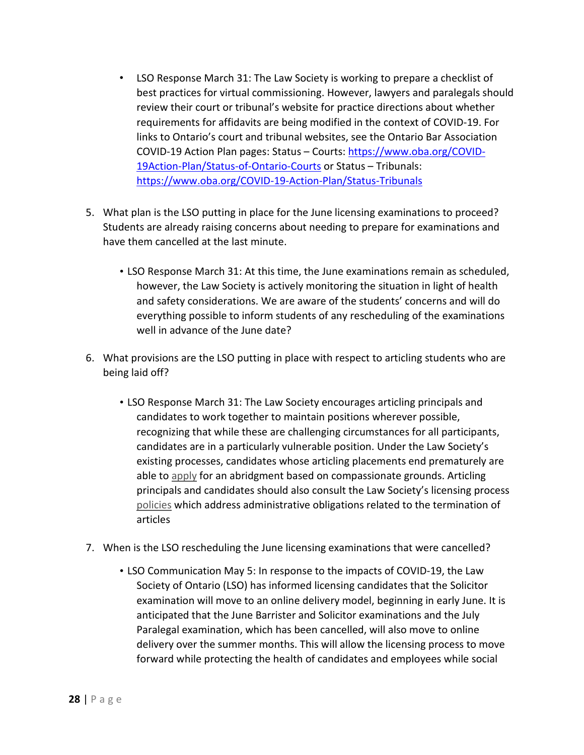- LSO Response March 31: The Law Society is working to prepare a checklist of best practices for virtual commissioning. However, lawyers and paralegals should review their court or tribunal's website for practice directions about whether requirements for affidavits are being modified in the context of COVID-19. For links to Ontario's court and tribunal websites, see the Ontario Bar Association COVID-19 Action Plan pages: Status – Courts: [https://www.oba.org/COVID-19Action-Plan/Status-of-Ontario-Courts](https://www.oba.org/COVID-19Action-Plan/Status-of-Ontario-Courts) or Status – Tribunals: [https://www.oba.org/COVID-19-Action-Plan/Status-Tribunals](https://www.oba.org/COVID-19-Action-Plan/Status-Tribunals)

5. What plan is the LSO putting in place for the June licensing examinations to proceed? Students are already raising concerns about needing to prepare for examinations and have them cancelled at the last minute.

   - LSO Response March 31: At this time, the June examinations remain as scheduled, however, the Law Society is actively monitoring the situation in light of health and safety considerations. We are aware of the students' concerns and will do everything possible to inform students of any rescheduling of the examinations well in advance of the June date?

6. What provisions are the LSO putting in place with respect to articling students who are being laid off?

   - LSO Response March 31: The Law Society encourages articling principals and candidates to work together to maintain positions wherever possible, recognizing that while these are challenging circumstances for all participants, candidates are in a particularly vulnerable position. Under the Law Society's existing processes, candidates whose articling placements end prematurely are able to apply for an abridgment based on compassionate grounds. Articling principals and candidates should also consult the Law Society's licensing process policies which address administrative obligations related to the termination of articles

7. When is the LSO rescheduling the June licensing examinations that were cancelled?

   - LSO Communication May 5: In response to the impacts of COVID-19, the Law Society of Ontario (LSO) has informed licensing candidates that the Solicitor examination will move to an online delivery model, beginning in early June. It is anticipated that the June Barrister and Solicitor examinations and the July Paralegal examination, which has been cancelled, will also move to online delivery over the summer months. This will allow the licensing process to move forward while protecting the health of candidates and employees while social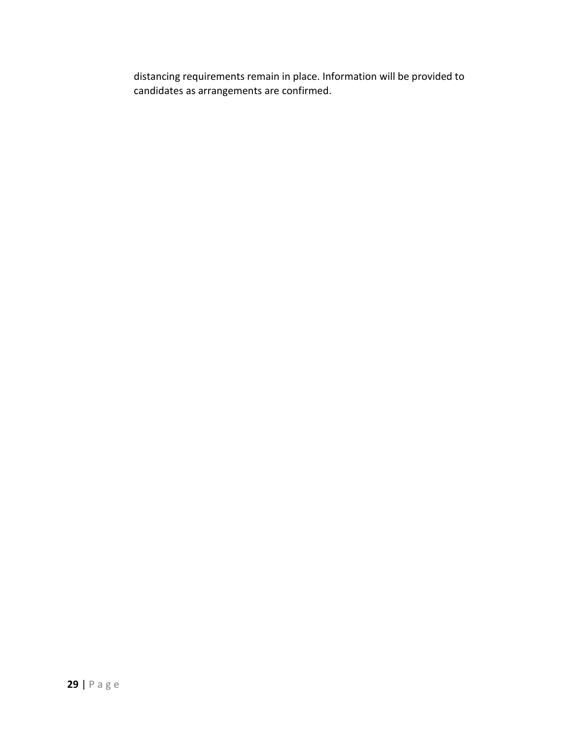distancing requirements remain in place. Information will be provided to candidates as arrangements are confirmed.